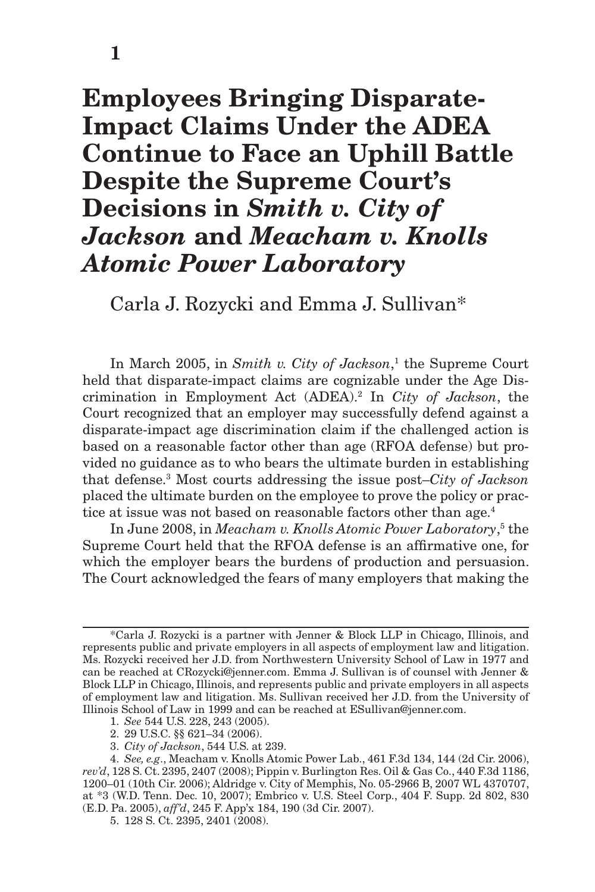# Employees Bringing Disparate-Impact Claims Under the ADEA Continue to Face an Uphill Battle Despite the Supreme Court's Decisions in *Smith v. City of Jackson* and *Meacham v. Knolls Atomic Power Laboratory*

Carla J. Rozycki and Emma J. Sullivan*

In March 2005, in *Smith v. City of Jackson*,[1] the Supreme Court held that disparate-impact claims are cognizable under the Age Discrimination in Employment Act (ADEA).[2] In *City of Jackson*, the Court recognized that an employer may successfully defend against a disparate-impact age discrimination claim if the challenged action is based on a reasonable factor other than age (RFOA defense) but provided no guidance as to who bears the ultimate burden in establishing that defense.[3] Most courts addressing the issue post–*City of Jackson* placed the ultimate burden on the employee to prove the policy or practice at issue was not based on reasonable factors other than age.[4]

In June 2008, in *Meacham v. Knolls Atomic Power Laboratory*,[5] the Supreme Court held that the RFOA defense is an affirmative one, for which the employer bears the burdens of production and persuasion. The Court acknowledged the fears of many employers that making the

---

*Carla J. Rozycki is a partner with Jenner & Block LLP in Chicago, Illinois, and represents public and private employers in all aspects of employment law and litigation. Ms. Rozycki received her J.D. from Northwestern University School of Law in 1977 and can be reached at CRozycki@jenner.com. Emma J. Sullivan is of counsel with Jenner & Block LLP in Chicago, Illinois, and represents public and private employers in all aspects of employment law and litigation. Ms. Sullivan received her J.D. from the University of Illinois School of Law in 1999 and can be reached at ESullivan@jenner.com.

1. *See* 544 U.S. 228, 243 (2005).

2. 29 U.S.C. §§ 621–34 (2006).

3. *City of Jackson*, 544 U.S. at 239.

4. *See, e.g.*, Meacham v. Knolls Atomic Power Lab., 461 F.3d 134, 144 (2d Cir. 2006), *rev'd*, 128 S. Ct. 2395, 2407 (2008); Pippin v. Burlington Res. Oil & Gas Co., 440 F.3d 1186, 1200–01 (10th Cir. 2006); Aldridge v. City of Memphis, No. 05-2966 B, 2007 WL 4370707, at *3 (W.D. Tenn. Dec. 10, 2007); Embrico v. U.S. Steel Corp., 404 F. Supp. 2d 802, 830 (E.D. Pa. 2005), *aff'd*, 245 F. App'x 184, 190 (3d Cir. 2007).

5. 128 S. Ct. 2395, 2401 (2008).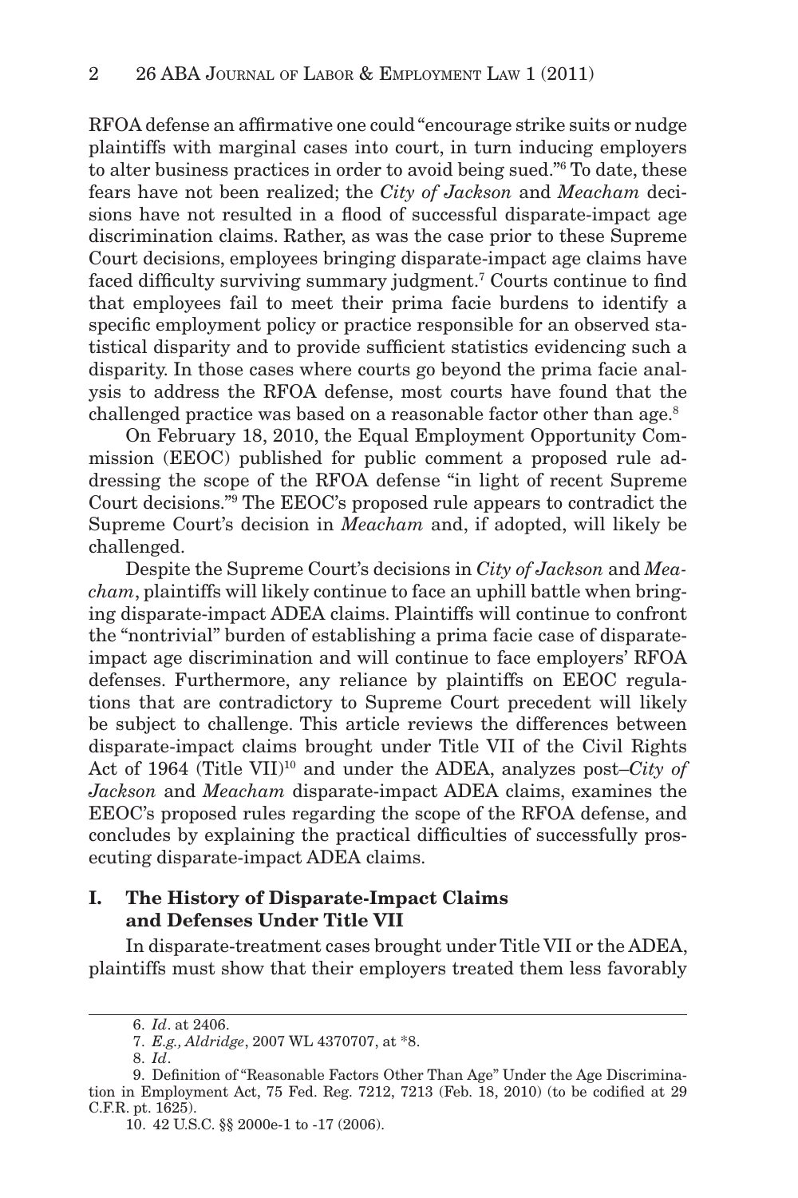RFOA defense an affirmative one could "encourage strike suits or nudge plaintiffs with marginal cases into court, in turn inducing employers to alter business practices in order to avoid being sued."[6] To date, these fears have not been realized; the *City of Jackson* and *Meacham* decisions have not resulted in a flood of successful disparate-impact age discrimination claims. Rather, as was the case prior to these Supreme Court decisions, employees bringing disparate-impact age claims have faced difficulty surviving summary judgment.[7] Courts continue to find that employees fail to meet their prima facie burdens to identify a specific employment policy or practice responsible for an observed statistical disparity and to provide sufficient statistics evidencing such a disparity. In those cases where courts go beyond the prima facie analysis to address the RFOA defense, most courts have found that the challenged practice was based on a reasonable factor other than age.[8]

On February 18, 2010, the Equal Employment Opportunity Commission (EEOC) published for public comment a proposed rule addressing the scope of the RFOA defense "in light of recent Supreme Court decisions."[9] The EEOC's proposed rule appears to contradict the Supreme Court's decision in *Meacham* and, if adopted, will likely be challenged.

Despite the Supreme Court's decisions in *City of Jackson* and *Meacham*, plaintiffs will likely continue to face an uphill battle when bringing disparate-impact ADEA claims. Plaintiffs will continue to confront the "nontrivial" burden of establishing a prima facie case of disparate-impact age discrimination and will continue to face employers' RFOA defenses. Furthermore, any reliance by plaintiffs on EEOC regulations that are contradictory to Supreme Court precedent will likely be subject to challenge. This article reviews the differences between disparate-impact claims brought under Title VII of the Civil Rights Act of 1964 (Title VII)[10] and under the ADEA, analyzes post–*City of Jackson* and *Meacham* disparate-impact ADEA claims, examines the EEOC's proposed rules regarding the scope of the RFOA defense, and concludes by explaining the practical difficulties of successfully prosecuting disparate-impact ADEA claims.

## I. The History of Disparate-Impact Claims and Defenses Under Title VII

In disparate-treatment cases brought under Title VII or the ADEA, plaintiffs must show that their employers treated them less favorably

---

6. *Id*. at 2406.

7. *E.g., Aldridge*, 2007 WL 4370707, at *8.

8. *Id*.

9. Definition of "Reasonable Factors Other Than Age" Under the Age Discrimination in Employment Act, 75 Fed. Reg. 7212, 7213 (Feb. 18, 2010) (to be codified at 29 C.F.R. pt. 1625).

10. 42 U.S.C. §§ 2000e-1 to -17 (2006).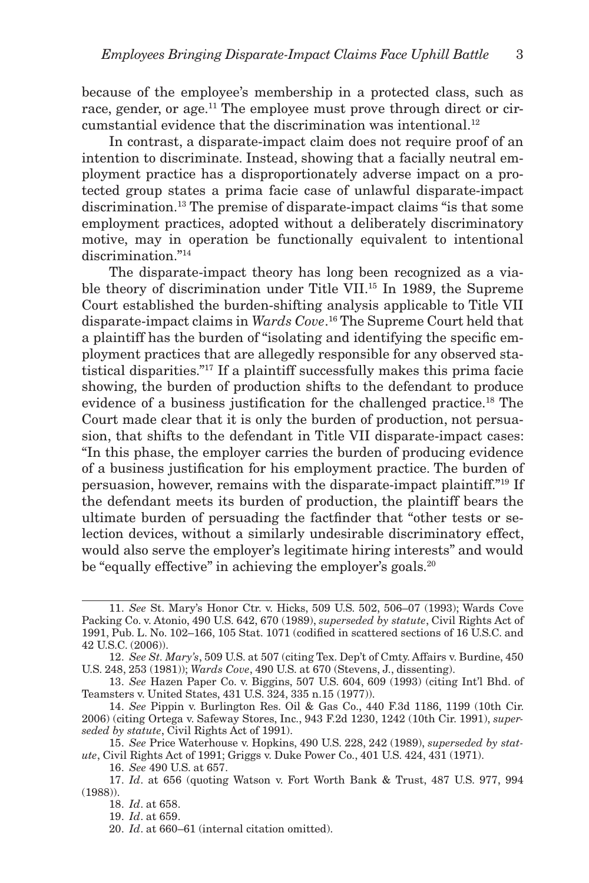because of the employee's membership in a protected class, such as race, gender, or age.[11] The employee must prove through direct or circumstantial evidence that the discrimination was intentional.[12]

In contrast, a disparate-impact claim does not require proof of an intention to discriminate. Instead, showing that a facially neutral employment practice has a disproportionately adverse impact on a protected group states a prima facie case of unlawful disparate-impact discrimination.[13] The premise of disparate-impact claims "is that some employment practices, adopted without a deliberately discriminatory motive, may in operation be functionally equivalent to intentional discrimination."[14]

The disparate-impact theory has long been recognized as a viable theory of discrimination under Title VII.[15] In 1989, the Supreme Court established the burden-shifting analysis applicable to Title VII disparate-impact claims in *Wards Cove*.[16] The Supreme Court held that a plaintiff has the burden of "isolating and identifying the specific employment practices that are allegedly responsible for any observed statistical disparities."[17] If a plaintiff successfully makes this prima facie showing, the burden of production shifts to the defendant to produce evidence of a business justification for the challenged practice.[18] The Court made clear that it is only the burden of production, not persuasion, that shifts to the defendant in Title VII disparate-impact cases: "In this phase, the employer carries the burden of producing evidence of a business justification for his employment practice. The burden of persuasion, however, remains with the disparate-impact plaintiff."[19] If the defendant meets its burden of production, the plaintiff bears the ultimate burden of persuading the factfinder that "other tests or selection devices, without a similarly undesirable discriminatory effect, would also serve the employer's legitimate hiring interests" and would be "equally effective" in achieving the employer's goals.[20]

---

11. *See* St. Mary's Honor Ctr. v. Hicks, 509 U.S. 502, 506–07 (1993); Wards Cove Packing Co. v. Atonio, 490 U.S. 642, 670 (1989), *superseded by statute*, Civil Rights Act of 1991, Pub. L. No. 102–166, 105 Stat. 1071 (codified in scattered sections of 16 U.S.C. and 42 U.S.C. (2006)).

12. *See St. Mary's*, 509 U.S. at 507 (citing Tex. Dep't of Cmty. Affairs v. Burdine, 450 U.S. 248, 253 (1981)); *Wards Cove*, 490 U.S. at 670 (Stevens, J., dissenting).

13. *See* Hazen Paper Co. v. Biggins, 507 U.S. 604, 609 (1993) (citing Int'l Bhd. of Teamsters v. United States, 431 U.S. 324, 335 n.15 (1977)).

14. *See* Pippin v. Burlington Res. Oil & Gas Co., 440 F.3d 1186, 1199 (10th Cir. 2006) (citing Ortega v. Safeway Stores, Inc., 943 F.2d 1230, 1242 (10th Cir. 1991), *superseded by statute*, Civil Rights Act of 1991).

15. *See* Price Waterhouse v. Hopkins, 490 U.S. 228, 242 (1989), *superseded by statute*, Civil Rights Act of 1991; Griggs v. Duke Power Co., 401 U.S. 424, 431 (1971).

16. *See* 490 U.S. at 657.

17. *Id*. at 656 (quoting Watson v. Fort Worth Bank & Trust, 487 U.S. 977, 994 (1988)).

18. *Id*. at 658.

19. *Id*. at 659.

20. *Id*. at 660–61 (internal citation omitted).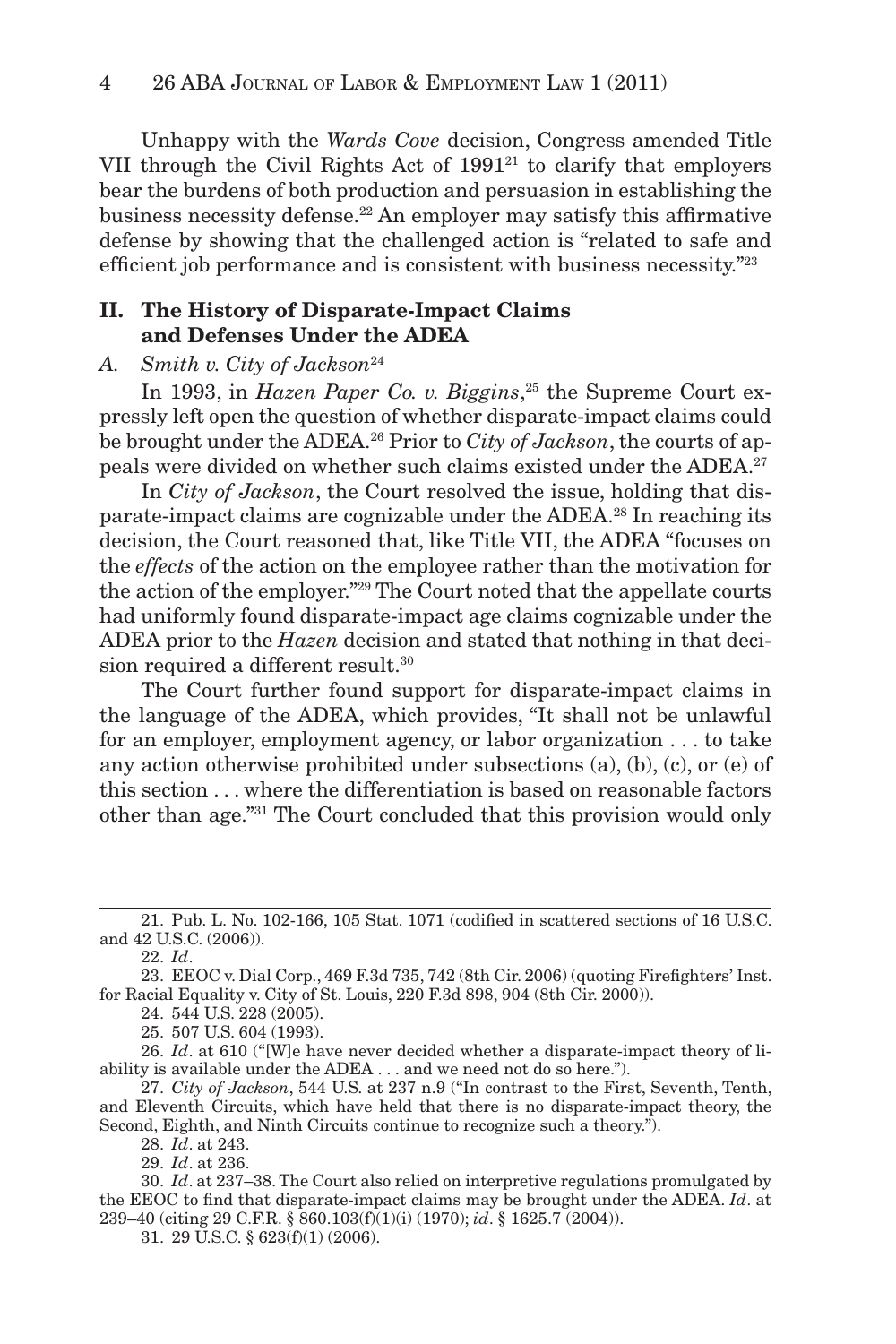Unhappy with the *Wards Cove* decision, Congress amended Title VII through the Civil Rights Act of 1991[21] to clarify that employers bear the burdens of both production and persuasion in establishing the business necessity defense.[22] An employer may satisfy this affirmative defense by showing that the challenged action is "related to safe and efficient job performance and is consistent with business necessity."[23]

## II. The History of Disparate-Impact Claims and Defenses Under the ADEA

### A. *Smith v. City of Jackson*[24]

In 1993, in *Hazen Paper Co. v. Biggins*,[25] the Supreme Court expressly left open the question of whether disparate-impact claims could be brought under the ADEA.[26] Prior to *City of Jackson*, the courts of appeals were divided on whether such claims existed under the ADEA.[27]

In *City of Jackson*, the Court resolved the issue, holding that disparate-impact claims are cognizable under the ADEA.[28] In reaching its decision, the Court reasoned that, like Title VII, the ADEA "focuses on the *effects* of the action on the employee rather than the motivation for the action of the employer."[29] The Court noted that the appellate courts had uniformly found disparate-impact age claims cognizable under the ADEA prior to the *Hazen* decision and stated that nothing in that decision required a different result.[30]

The Court further found support for disparate-impact claims in the language of the ADEA, which provides, "It shall not be unlawful for an employer, employment agency, or labor organization . . . to take any action otherwise prohibited under subsections (a), (b), (c), or (e) of this section . . . where the differentiation is based on reasonable factors other than age."[31] The Court concluded that this provision would only

---

21. Pub. L. No. 102-166, 105 Stat. 1071 (codified in scattered sections of 16 U.S.C. and 42 U.S.C. (2006)).

22. *Id*.

23. EEOC v. Dial Corp., 469 F.3d 735, 742 (8th Cir. 2006) (quoting Firefighters' Inst. for Racial Equality v. City of St. Louis, 220 F.3d 898, 904 (8th Cir. 2000)).

24. 544 U.S. 228 (2005).

25. 507 U.S. 604 (1993).

26. *Id*. at 610 ("[W]e have never decided whether a disparate-impact theory of liability is available under the ADEA . . . and we need not do so here.").

27. *City of Jackson*, 544 U.S. at 237 n.9 ("In contrast to the First, Seventh, Tenth, and Eleventh Circuits, which have held that there is no disparate-impact theory, the Second, Eighth, and Ninth Circuits continue to recognize such a theory.").

28. *Id*. at 243.

29. *Id*. at 236.

30. *Id*. at 237–38. The Court also relied on interpretive regulations promulgated by the EEOC to find that disparate-impact claims may be brought under the ADEA. *Id*. at 239–40 (citing 29 C.F.R. § 860.103(f)(1)(i) (1970); *id*. § 1625.7 (2004)).

31. 29 U.S.C. § 623(f)(1) (2006).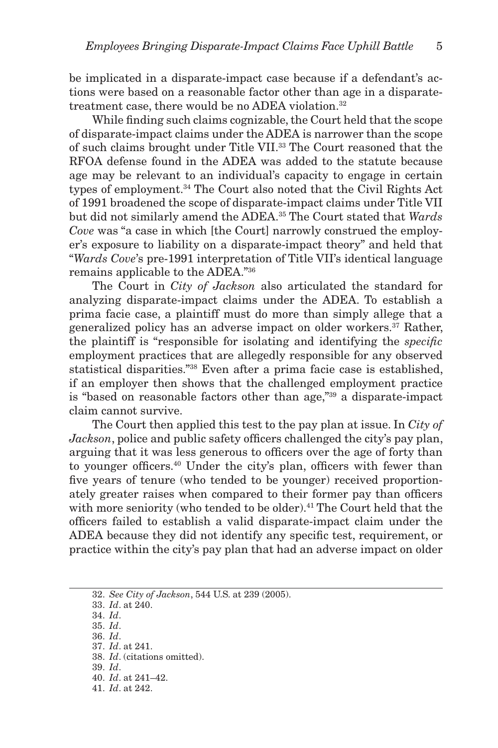be implicated in a disparate-impact case because if a defendant's actions were based on a reasonable factor other than age in a disparate-treatment case, there would be no ADEA violation.[32]

While finding such claims cognizable, the Court held that the scope of disparate-impact claims under the ADEA is narrower than the scope of such claims brought under Title VII.[33] The Court reasoned that the RFOA defense found in the ADEA was added to the statute because age may be relevant to an individual's capacity to engage in certain types of employment.[34] The Court also noted that the Civil Rights Act of 1991 broadened the scope of disparate-impact claims under Title VII but did not similarly amend the ADEA.[35] The Court stated that *Wards Cove* was "a case in which [the Court] narrowly construed the employer's exposure to liability on a disparate-impact theory" and held that "*Wards Cove*'s pre-1991 interpretation of Title VII's identical language remains applicable to the ADEA."[36]

The Court in *City of Jackson* also articulated the standard for analyzing disparate-impact claims under the ADEA. To establish a prima facie case, a plaintiff must do more than simply allege that a generalized policy has an adverse impact on older workers.[37] Rather, the plaintiff is "responsible for isolating and identifying the *specific* employment practices that are allegedly responsible for any observed statistical disparities."[38] Even after a prima facie case is established, if an employer then shows that the challenged employment practice is "based on reasonable factors other than age,"[39] a disparate-impact claim cannot survive.

The Court then applied this test to the pay plan at issue. In *City of Jackson*, police and public safety officers challenged the city's pay plan, arguing that it was less generous to officers over the age of forty than to younger officers.[40] Under the city's plan, officers with fewer than five years of tenure (who tended to be younger) received proportionately greater raises when compared to their former pay than officers with more seniority (who tended to be older).[41] The Court held that the officers failed to establish a valid disparate-impact claim under the ADEA because they did not identify any specific test, requirement, or practice within the city's pay plan that had an adverse impact on older

---

32. *See City of Jackson*, 544 U.S. at 239 (2005).

33. *Id*. at 240.

34. *Id*.

35. *Id*.

36. *Id*.

37. *Id*. at 241.

38. *Id*. (citations omitted).

39. *Id*.

40. *Id*. at 241–42.

41. *Id*. at 242.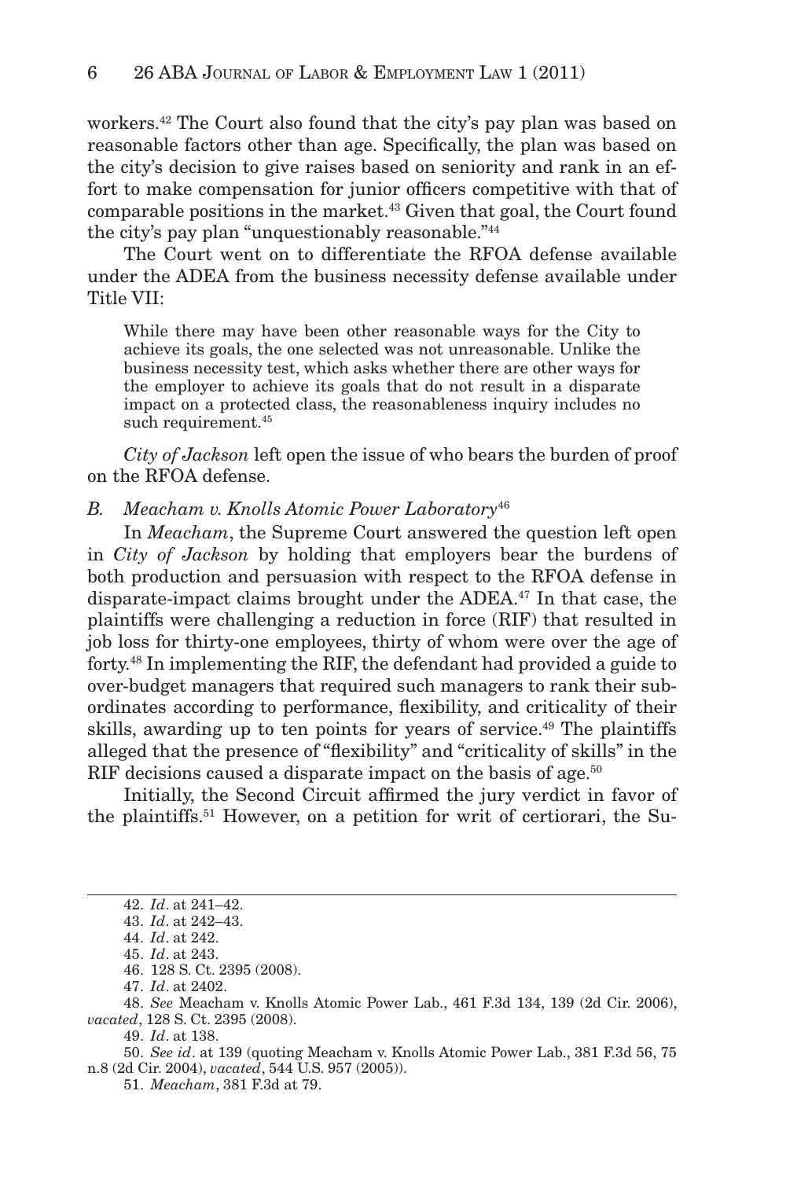workers.[42] The Court also found that the city's pay plan was based on reasonable factors other than age. Specifically, the plan was based on the city's decision to give raises based on seniority and rank in an effort to make compensation for junior officers competitive with that of comparable positions in the market.[43] Given that goal, the Court found the city's pay plan "unquestionably reasonable."[44]

The Court went on to differentiate the RFOA defense available under the ADEA from the business necessity defense available under Title VII:

> While there may have been other reasonable ways for the City to achieve its goals, the one selected was not unreasonable. Unlike the business necessity test, which asks whether there are other ways for the employer to achieve its goals that do not result in a disparate impact on a protected class, the reasonableness inquiry includes no such requirement.[45]

*City of Jackson* left open the issue of who bears the burden of proof on the RFOA defense.

### *B. Meacham v. Knolls Atomic Power Laboratory*[46]

In *Meacham*, the Supreme Court answered the question left open in *City of Jackson* by holding that employers bear the burdens of both production and persuasion with respect to the RFOA defense in disparate-impact claims brought under the ADEA.[47] In that case, the plaintiffs were challenging a reduction in force (RIF) that resulted in job loss for thirty-one employees, thirty of whom were over the age of forty.[48] In implementing the RIF, the defendant had provided a guide to over-budget managers that required such managers to rank their subordinates according to performance, flexibility, and criticality of their skills, awarding up to ten points for years of service.[49] The plaintiffs alleged that the presence of "flexibility" and "criticality of skills" in the RIF decisions caused a disparate impact on the basis of age.[50]

Initially, the Second Circuit affirmed the jury verdict in favor of the plaintiffs.[51] However, on a petition for writ of certiorari, the Su-

---

42. *Id*. at 241–42.

43. *Id*. at 242–43.

44. *Id*. at 242.

45. *Id*. at 243.

46. 128 S. Ct. 2395 (2008).

47. *Id*. at 2402.

48. *See* Meacham v. Knolls Atomic Power Lab., 461 F.3d 134, 139 (2d Cir. 2006), *vacated*, 128 S. Ct. 2395 (2008).

49. *Id*. at 138.

50. *See id*. at 139 (quoting Meacham v. Knolls Atomic Power Lab., 381 F.3d 56, 75 n.8 (2d Cir. 2004), *vacated*, 544 U.S. 957 (2005)).

51. *Meacham*, 381 F.3d at 79.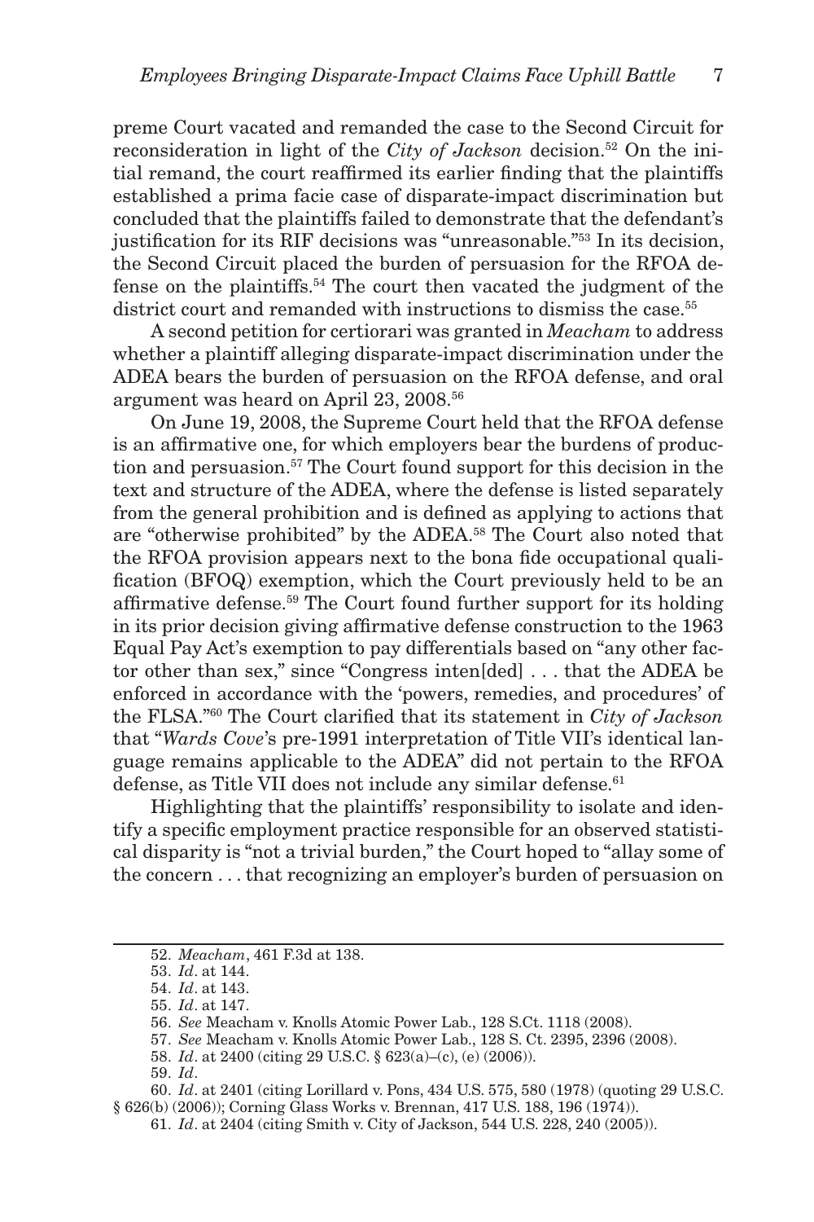preme Court vacated and remanded the case to the Second Circuit for reconsideration in light of the *City of Jackson* decision.[52] On the initial remand, the court reaffirmed its earlier finding that the plaintiffs established a prima facie case of disparate-impact discrimination but concluded that the plaintiffs failed to demonstrate that the defendant's justification for its RIF decisions was "unreasonable."[53] In its decision, the Second Circuit placed the burden of persuasion for the RFOA defense on the plaintiffs.[54] The court then vacated the judgment of the district court and remanded with instructions to dismiss the case.[55]

A second petition for certiorari was granted in *Meacham* to address whether a plaintiff alleging disparate-impact discrimination under the ADEA bears the burden of persuasion on the RFOA defense, and oral argument was heard on April 23, 2008.[56]

On June 19, 2008, the Supreme Court held that the RFOA defense is an affirmative one, for which employers bear the burdens of production and persuasion.[57] The Court found support for this decision in the text and structure of the ADEA, where the defense is listed separately from the general prohibition and is defined as applying to actions that are "otherwise prohibited" by the ADEA.[58] The Court also noted that the RFOA provision appears next to the bona fide occupational qualification (BFOQ) exemption, which the Court previously held to be an affirmative defense.[59] The Court found further support for its holding in its prior decision giving affirmative defense construction to the 1963 Equal Pay Act's exemption to pay differentials based on "any other factor other than sex," since "Congress inten[ded] . . . that the ADEA be enforced in accordance with the 'powers, remedies, and procedures' of the FLSA."[60] The Court clarified that its statement in *City of Jackson* that "*Wards Cove*'s pre-1991 interpretation of Title VII's identical language remains applicable to the ADEA" did not pertain to the RFOA defense, as Title VII does not include any similar defense.[61]

Highlighting that the plaintiffs' responsibility to isolate and identify a specific employment practice responsible for an observed statistical disparity is "not a trivial burden," the Court hoped to "allay some of the concern . . . that recognizing an employer's burden of persuasion on

---

52. *Meacham*, 461 F.3d at 138.

53. *Id*. at 144.

54. *Id*. at 143.

55. *Id*. at 147.

56. *See* Meacham v. Knolls Atomic Power Lab., 128 S.Ct. 1118 (2008).

57. *See* Meacham v. Knolls Atomic Power Lab., 128 S. Ct. 2395, 2396 (2008).

58. *Id*. at 2400 (citing 29 U.S.C. § 623(a)–(c), (e) (2006)).

59. *Id*.

60. *Id*. at 2401 (citing Lorillard v. Pons, 434 U.S. 575, 580 (1978) (quoting 29 U.S.C. § 626(b) (2006)); Corning Glass Works v. Brennan, 417 U.S. 188, 196 (1974)).

61. *Id*. at 2404 (citing Smith v. City of Jackson, 544 U.S. 228, 240 (2005)).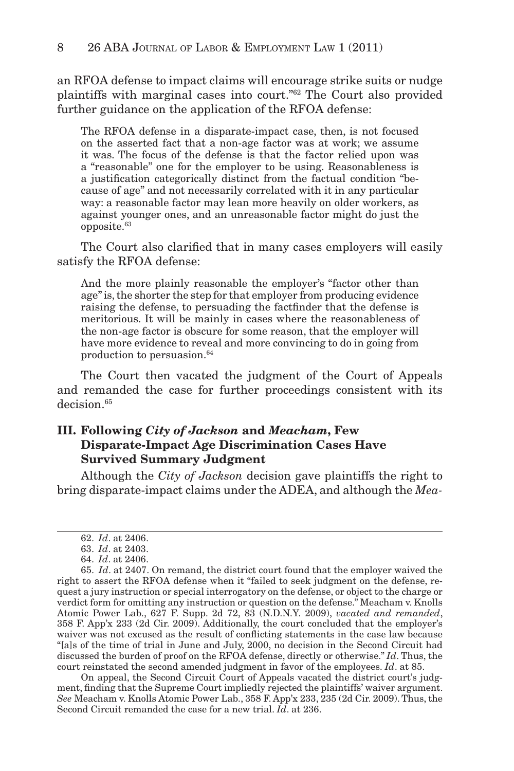an RFOA defense to impact claims will encourage strike suits or nudge plaintiffs with marginal cases into court."[62] The Court also provided further guidance on the application of the RFOA defense:

> The RFOA defense in a disparate-impact case, then, is not focused on the asserted fact that a non-age factor was at work; we assume it was. The focus of the defense is that the factor relied upon was a "reasonable" one for the employer to be using. Reasonableness is a justification categorically distinct from the factual condition "because of age" and not necessarily correlated with it in any particular way: a reasonable factor may lean more heavily on older workers, as against younger ones, and an unreasonable factor might do just the opposite.[63]

The Court also clarified that in many cases employers will easily satisfy the RFOA defense:

> And the more plainly reasonable the employer's "factor other than age" is, the shorter the step for that employer from producing evidence raising the defense, to persuading the factfinder that the defense is meritorious. It will be mainly in cases where the reasonableness of the non-age factor is obscure for some reason, that the employer will have more evidence to reveal and more convincing to do in going from production to persuasion.[64]

The Court then vacated the judgment of the Court of Appeals and remanded the case for further proceedings consistent with its decision.[65]

## III. Following *City of Jackson* and *Meacham*, Few Disparate-Impact Age Discrimination Cases Have Survived Summary Judgment

Although the *City of Jackson* decision gave plaintiffs the right to bring disparate-impact claims under the ADEA, and although the *Mea-*

---

62. *Id*. at 2406.

63. *Id*. at 2403.

64. *Id*. at 2406.

65. *Id*. at 2407. On remand, the district court found that the employer waived the right to assert the RFOA defense when it "failed to seek judgment on the defense, request a jury instruction or special interrogatory on the defense, or object to the charge or verdict form for omitting any instruction or question on the defense." Meacham v. Knolls Atomic Power Lab., 627 F. Supp. 2d 72, 83 (N.D.N.Y. 2009), *vacated and remanded*, 358 F. App'x 233 (2d Cir. 2009). Additionally, the court concluded that the employer's waiver was not excused as the result of conflicting statements in the case law because "[a]s of the time of trial in June and July, 2000, no decision in the Second Circuit had discussed the burden of proof on the RFOA defense, directly or otherwise." *Id*. Thus, the court reinstated the second amended judgment in favor of the employees. *Id*. at 85.

On appeal, the Second Circuit Court of Appeals vacated the district court's judgment, finding that the Supreme Court impliedly rejected the plaintiffs' waiver argument. *See* Meacham v. Knolls Atomic Power Lab., 358 F. App'x 233, 235 (2d Cir. 2009). Thus, the Second Circuit remanded the case for a new trial. *Id*. at 236.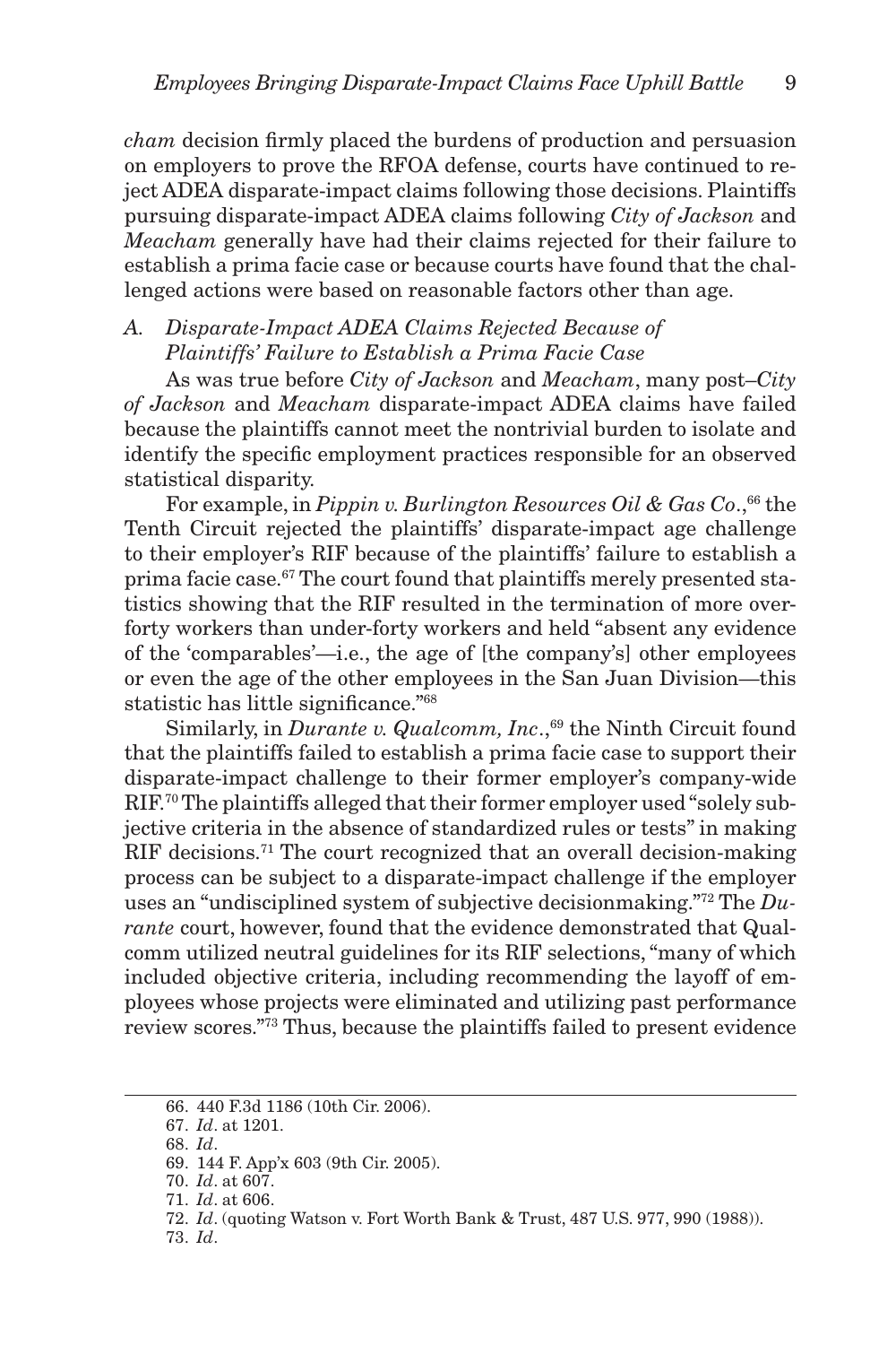*cham* decision firmly placed the burdens of production and persuasion on employers to prove the RFOA defense, courts have continued to reject ADEA disparate-impact claims following those decisions. Plaintiffs pursuing disparate-impact ADEA claims following *City of Jackson* and *Meacham* generally have had their claims rejected for their failure to establish a prima facie case or because courts have found that the challenged actions were based on reasonable factors other than age.

### *A. Disparate-Impact ADEA Claims Rejected Because of Plaintiffs' Failure to Establish a Prima Facie Case*

As was true before *City of Jackson* and *Meacham*, many post–*City of Jackson* and *Meacham* disparate-impact ADEA claims have failed because the plaintiffs cannot meet the nontrivial burden to isolate and identify the specific employment practices responsible for an observed statistical disparity.

For example, in *Pippin v. Burlington Resources Oil & Gas Co*.,[66] the Tenth Circuit rejected the plaintiffs' disparate-impact age challenge to their employer's RIF because of the plaintiffs' failure to establish a prima facie case.[67] The court found that plaintiffs merely presented statistics showing that the RIF resulted in the termination of more over-forty workers than under-forty workers and held "absent any evidence of the 'comparables'—i.e., the age of [the company's] other employees or even the age of the other employees in the San Juan Division—this statistic has little significance."[68]

Similarly, in *Durante v. Qualcomm, Inc*.,[69] the Ninth Circuit found that the plaintiffs failed to establish a prima facie case to support their disparate-impact challenge to their former employer's company-wide RIF.[70] The plaintiffs alleged that their former employer used "solely subjective criteria in the absence of standardized rules or tests" in making RIF decisions.[71] The court recognized that an overall decision-making process can be subject to a disparate-impact challenge if the employer uses an "undisciplined system of subjective decisionmaking."[72] The *Durante* court, however, found that the evidence demonstrated that Qualcomm utilized neutral guidelines for its RIF selections, "many of which included objective criteria, including recommending the layoff of employees whose projects were eliminated and utilizing past performance review scores."[73] Thus, because the plaintiffs failed to present evidence

---

66. 440 F.3d 1186 (10th Cir. 2006).

67. *Id*. at 1201.

68. *Id*.

69. 144 F. App'x 603 (9th Cir. 2005).

70. *Id*. at 607.

71. *Id*. at 606.

72. *Id*. (quoting Watson v. Fort Worth Bank & Trust, 487 U.S. 977, 990 (1988)).

73. *Id*.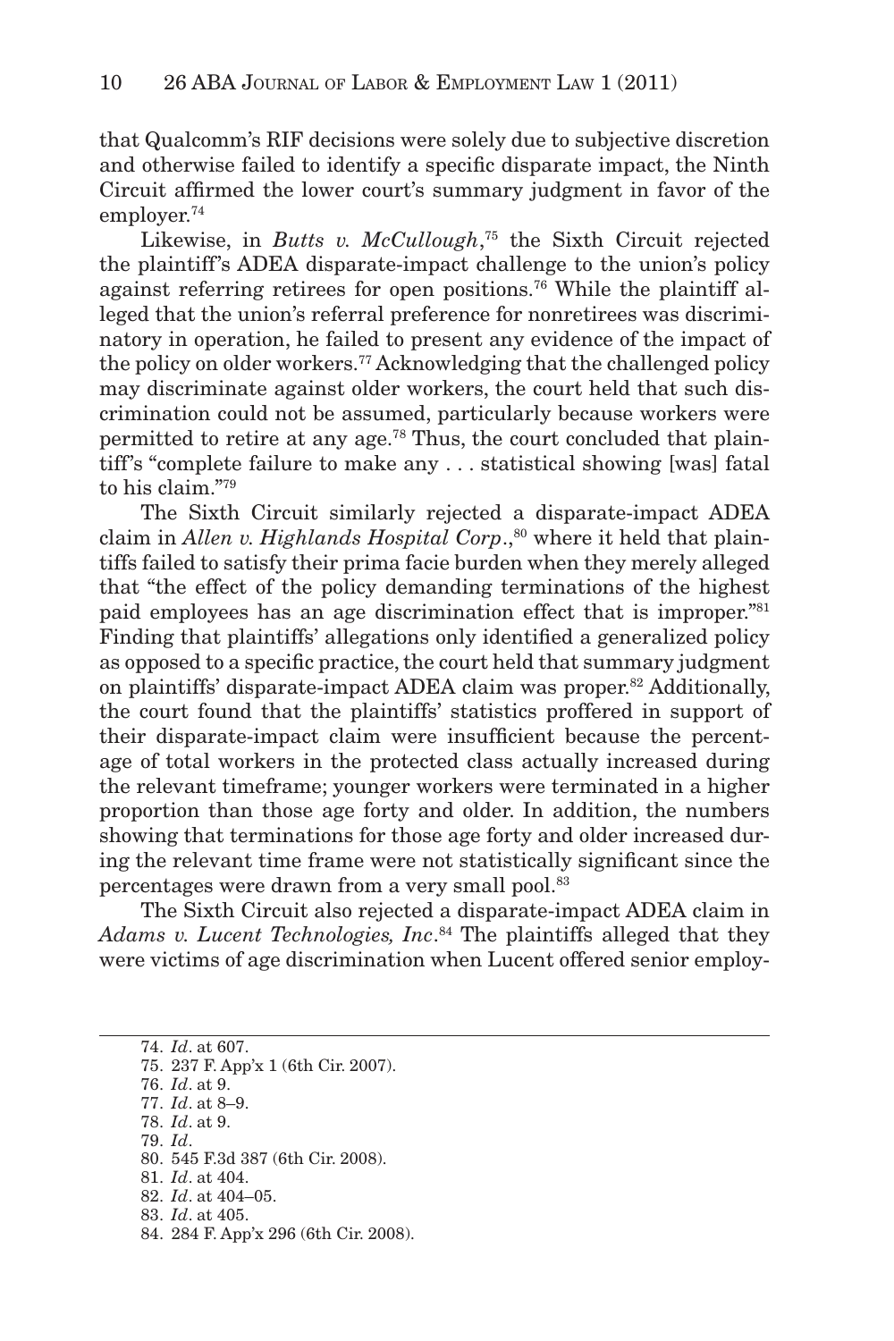that Qualcomm's RIF decisions were solely due to subjective discretion and otherwise failed to identify a specific disparate impact, the Ninth Circuit affirmed the lower court's summary judgment in favor of the employer.[74]

Likewise, in *Butts v. McCullough*,[75] the Sixth Circuit rejected the plaintiff's ADEA disparate-impact challenge to the union's policy against referring retirees for open positions.[76] While the plaintiff alleged that the union's referral preference for nonretirees was discriminatory in operation, he failed to present any evidence of the impact of the policy on older workers.[77] Acknowledging that the challenged policy may discriminate against older workers, the court held that such discrimination could not be assumed, particularly because workers were permitted to retire at any age.[78] Thus, the court concluded that plaintiff's "complete failure to make any . . . statistical showing [was] fatal to his claim."[79]

The Sixth Circuit similarly rejected a disparate-impact ADEA claim in *Allen v. Highlands Hospital Corp*.,[80] where it held that plaintiffs failed to satisfy their prima facie burden when they merely alleged that "the effect of the policy demanding terminations of the highest paid employees has an age discrimination effect that is improper."[81] Finding that plaintiffs' allegations only identified a generalized policy as opposed to a specific practice, the court held that summary judgment on plaintiffs' disparate-impact ADEA claim was proper.[82] Additionally, the court found that the plaintiffs' statistics proffered in support of their disparate-impact claim were insufficient because the percentage of total workers in the protected class actually increased during the relevant timeframe; younger workers were terminated in a higher proportion than those age forty and older. In addition, the numbers showing that terminations for those age forty and older increased during the relevant time frame were not statistically significant since the percentages were drawn from a very small pool.[83]

The Sixth Circuit also rejected a disparate-impact ADEA claim in *Adams v. Lucent Technologies, Inc*.[84] The plaintiffs alleged that they were victims of age discrimination when Lucent offered senior employ-

---

74. *Id*. at 607.
75. 237 F. App'x 1 (6th Cir. 2007).
76. *Id*. at 9.
77. *Id*. at 8–9.
78. *Id*. at 9.
79. *Id*.
80. 545 F.3d 387 (6th Cir. 2008).
81. *Id*. at 404.
82. *Id*. at 404–05.
83. *Id*. at 405.
84. 284 F. App'x 296 (6th Cir. 2008).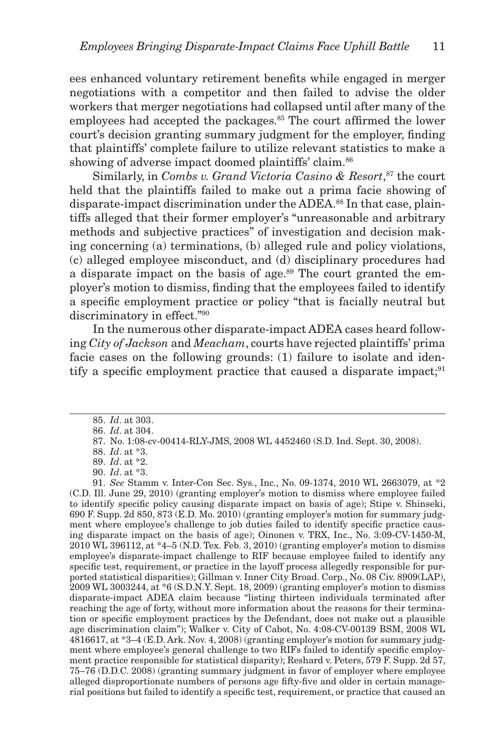ees enhanced voluntary retirement benefits while engaged in merger negotiations with a competitor and then failed to advise the older workers that merger negotiations had collapsed until after many of the employees had accepted the packages.[85] The court affirmed the lower court's decision granting summary judgment for the employer, finding that plaintiffs' complete failure to utilize relevant statistics to make a showing of adverse impact doomed plaintiffs' claim.[86]

Similarly, in *Combs v. Grand Victoria Casino & Resort*,[87] the court held that the plaintiffs failed to make out a prima facie showing of disparate-impact discrimination under the ADEA.[88] In that case, plaintiffs alleged that their former employer's "unreasonable and arbitrary methods and subjective practices" of investigation and decision making concerning (a) terminations, (b) alleged rule and policy violations, (c) alleged employee misconduct, and (d) disciplinary procedures had a disparate impact on the basis of age.[89] The court granted the employer's motion to dismiss, finding that the employees failed to identify a specific employment practice or policy "that is facially neutral but discriminatory in effect."[90]

In the numerous other disparate-impact ADEA cases heard following *City of Jackson* and *Meacham*, courts have rejected plaintiffs' prima facie cases on the following grounds: (1) failure to isolate and identify a specific employment practice that caused a disparate impact;[91]

---

85. *Id*. at 303.

86. *Id*. at 304.

87. No. 1:08-cv-00414-RLY-JMS, 2008 WL 4452460 (S.D. Ind. Sept. 30, 2008).

88. *Id*. at *3.

89. *Id*. at *2.

90. *Id*. at *3.

91. *See* Stamm v. Inter-Con Sec. Sys., Inc., No. 09-1374, 2010 WL 2663079, at *2 (C.D. Ill. June 29, 2010) (granting employer's motion to dismiss where employee failed to identify specific policy causing disparate impact on basis of age); Stipe v. Shinseki, 690 F. Supp. 2d 850, 873 (E.D. Mo. 2010) (granting employer's motion for summary judgment where employee's challenge to job duties failed to identify specific practice causing disparate impact on the basis of age); Oinonen v. TRX, Inc., No. 3:09-CV-1450-M, 2010 WL 396112, at *4–5 (N.D. Tex. Feb. 3, 2010) (granting employer's motion to dismiss employee's disparate-impact challenge to RIF because employee failed to identify any specific test, requirement, or practice in the layoff process allegedly responsible for purported statistical disparities); Gillman v. Inner City Broad. Corp., No. 08 Civ. 8909(LAP), 2009 WL 3003244, at *6 (S.D.N.Y. Sept. 18, 2009) (granting employer's motion to dismiss disparate-impact ADEA claim because "listing thirteen individuals terminated after reaching the age of forty, without more information about the reasons for their termination or specific employment practices by the Defendant, does not make out a plausible age discrimination claim"); Walker v. City of Cabot, No. 4:08-CV-00139 BSM, 2008 WL 4816617, at *3–4 (E.D. Ark. Nov. 4, 2008) (granting employer's motion for summary judgment where employee's general challenge to two RIFs failed to identify specific employment practice responsible for statistical disparity); Reshard v. Peters, 579 F. Supp. 2d 57, 75–76 (D.D.C. 2008) (granting summary judgment in favor of employer where employee alleged disproportionate numbers of persons age fifty-five and older in certain managerial positions but failed to identify a specific test, requirement, or practice that caused an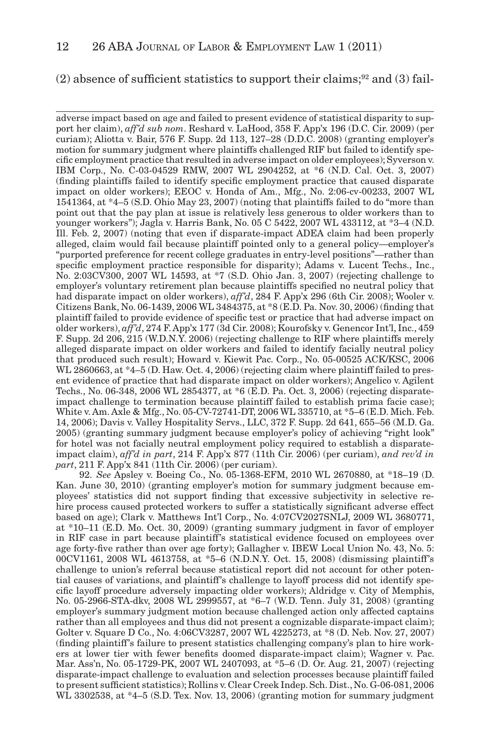(2) absence of sufficient statistics to support their claims;[92] and (3) fail-

---

adverse impact based on age and failed to present evidence of statistical disparity to support her claim), *aff'd sub nom*. Reshard v. LaHood, 358 F. App'x 196 (D.C. Cir. 2009) (per curiam); Aliotta v. Bair, 576 F. Supp. 2d 113, 127–28 (D.D.C. 2008) (granting employer's motion for summary judgment where plaintiffs challenged RIF but failed to identify specific employment practice that resulted in adverse impact on older employees); Syverson v. IBM Corp., No. C-03-04529 RMW, 2007 WL 2904252, at *6 (N.D. Cal. Oct. 3, 2007) (finding plaintiffs failed to identify specific employment practice that caused disparate impact on older workers); EEOC v. Honda of Am., Mfg., No. 2:06-cv-00233, 2007 WL 1541364, at *4–5 (S.D. Ohio May 23, 2007) (noting that plaintiffs failed to do "more than point out that the pay plan at issue is relatively less generous to older workers than to younger workers"); Jagla v. Harris Bank, No. 05 C 5422, 2007 WL 433112, at *3–4 (N.D. Ill. Feb. 2, 2007) (noting that even if disparate-impact ADEA claim had been properly alleged, claim would fail because plaintiff pointed only to a general policy—employer's "purported preference for recent college graduates in entry-level positions"—rather than specific employment practice responsible for disparity); Adams v. Lucent Techs., Inc., No. 2:03CV300, 2007 WL 14593, at *7 (S.D. Ohio Jan. 3, 2007) (rejecting challenge to employer's voluntary retirement plan because plaintiffs specified no neutral policy that had disparate impact on older workers), *aff'd*, 284 F. App'x 296 (6th Cir. 2008); Wooler v. Citizens Bank, No. 06-1439, 2006 WL 3484375, at *8 (E.D. Pa. Nov. 30, 2006) (finding that plaintiff failed to provide evidence of specific test or practice that had adverse impact on older workers), *aff'd*, 274 F. App'x 177 (3d Cir. 2008); Kourofsky v. Genencor Int'l, Inc., 459 F. Supp. 2d 206, 215 (W.D.N.Y. 2006) (rejecting challenge to RIF where plaintiffs merely alleged disparate impact on older workers and failed to identify facially neutral policy that produced such result); Howard v. Kiewit Pac. Corp., No. 05-00525 ACK/KSC, 2006 WL 2860663, at *4–5 (D. Haw. Oct. 4, 2006) (rejecting claim where plaintiff failed to present evidence of practice that had disparate impact on older workers); Angelico v. Agilent Techs., No. 06-348, 2006 WL 2854377, at *6 (E.D. Pa. Oct. 3, 2006) (rejecting disparate-impact challenge to termination because plaintiff failed to establish prima facie case); White v. Am. Axle & Mfg., No. 05-CV-72741-DT, 2006 WL 335710, at *5–6 (E.D. Mich. Feb. 14, 2006); Davis v. Valley Hospitality Servs., LLC, 372 F. Supp. 2d 641, 655–56 (M.D. Ga. 2005) (granting summary judgment because employer's policy of achieving "right look" for hotel was not facially neutral employment policy required to establish a disparate-impact claim), *aff'd in part*, 214 F. App'x 877 (11th Cir. 2006) (per curiam), *and rev'd in part*, 211 F. App'x 841 (11th Cir. 2006) (per curiam).

92. *See* Apsley v. Boeing Co., No. 05-1368-EFM, 2010 WL 2670880, at *18–19 (D. Kan. June 30, 2010) (granting employer's motion for summary judgment because employees' statistics did not support finding that excessive subjectivity in selective rehire process caused protected workers to suffer a statistically significant adverse effect based on age); Clark v. Matthews Int'l Corp., No. 4:07CV2027SNLJ, 2009 WL 3680771, at *10–11 (E.D. Mo. Oct. 30, 2009) (granting summary judgment in favor of employer in RIF case in part because plaintiff's statistical evidence focused on employees over age forty-five rather than over age forty); Gallagher v. IBEW Local Union No. 43, No. 5: 00CV1161, 2008 WL 4613758, at *5–6 (N.D.N.Y. Oct. 15, 2008) (dismissing plaintiff's challenge to union's referral because statistical report did not account for other potential causes of variations, and plaintiff's challenge to layoff process did not identify specific layoff procedure adversely impacting older workers); Aldridge v. City of Memphis, No. 05-2966-STA-dkv, 2008 WL 2999557, at *6–7 (W.D. Tenn. July 31, 2008) (granting employer's summary judgment motion because challenged action only affected captains rather than all employees and thus did not present a cognizable disparate-impact claim); Golter v. Square D Co., No. 4:06CV3287, 2007 WL 4225273, at *8 (D. Neb. Nov. 27, 2007) (finding plaintiff's failure to present statistics challenging company's plan to hire workers at lower tier with fewer benefits doomed disparate-impact claim); Wagner v. Pac. Mar. Ass'n, No. 05-1729-PK, 2007 WL 2407093, at *5–6 (D. Or. Aug. 21, 2007) (rejecting disparate-impact challenge to evaluation and selection processes because plaintiff failed to present sufficient statistics); Rollins v. Clear Creek Indep. Sch. Dist., No. G-06-081, 2006 WL 3302538, at *4–5 (S.D. Tex. Nov. 13, 2006) (granting motion for summary judgment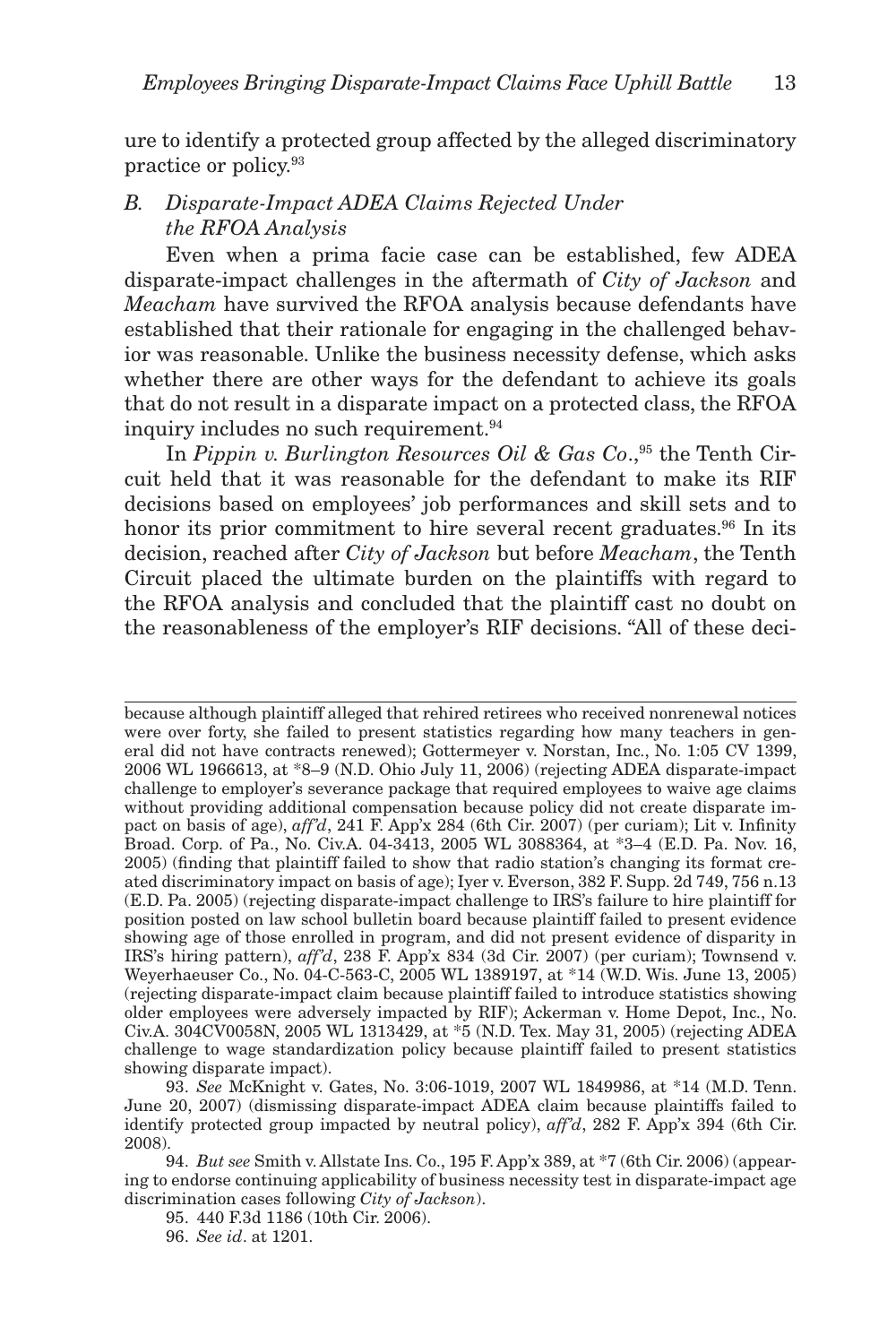ure to identify a protected group affected by the alleged discriminatory practice or policy.[93]

### *B. Disparate-Impact ADEA Claims Rejected Under the RFOA Analysis*

Even when a prima facie case can be established, few ADEA disparate-impact challenges in the aftermath of *City of Jackson* and *Meacham* have survived the RFOA analysis because defendants have established that their rationale for engaging in the challenged behavior was reasonable. Unlike the business necessity defense, which asks whether there are other ways for the defendant to achieve its goals that do not result in a disparate impact on a protected class, the RFOA inquiry includes no such requirement.[94]

In *Pippin v. Burlington Resources Oil & Gas Co.*,[95] the Tenth Circuit held that it was reasonable for the defendant to make its RIF decisions based on employees' job performances and skill sets and to honor its prior commitment to hire several recent graduates.[96] In its decision, reached after *City of Jackson* but before *Meacham*, the Tenth Circuit placed the ultimate burden on the plaintiffs with regard to the RFOA analysis and concluded that the plaintiff cast no doubt on the reasonableness of the employer's RIF decisions. "All of these deci-

---

because although plaintiff alleged that rehired retirees who received nonrenewal notices were over forty, she failed to present statistics regarding how many teachers in general did not have contracts renewed); Gottermeyer v. Norstan, Inc., No. 1:05 CV 1399, 2006 WL 1966613, at *8–9 (N.D. Ohio July 11, 2006) (rejecting ADEA disparate-impact challenge to employer's severance package that required employees to waive age claims without providing additional compensation because policy did not create disparate impact on basis of age), *aff'd*, 241 F. App'x 284 (6th Cir. 2007) (per curiam); Lit v. Infinity Broad. Corp. of Pa., No. Civ.A. 04-3413, 2005 WL 3088364, at *3–4 (E.D. Pa. Nov. 16, 2005) (finding that plaintiff failed to show that radio station's changing its format created discriminatory impact on basis of age); Iyer v. Everson, 382 F. Supp. 2d 749, 756 n.13 (E.D. Pa. 2005) (rejecting disparate-impact challenge to IRS's failure to hire plaintiff for position posted on law school bulletin board because plaintiff failed to present evidence showing age of those enrolled in program, and did not present evidence of disparity in IRS's hiring pattern), *aff'd*, 238 F. App'x 834 (3d Cir. 2007) (per curiam); Townsend v. Weyerhaeuser Co., No. 04-C-563-C, 2005 WL 1389197, at *14 (W.D. Wis. June 13, 2005) (rejecting disparate-impact claim because plaintiff failed to introduce statistics showing older employees were adversely impacted by RIF); Ackerman v. Home Depot, Inc., No. Civ.A. 304CV0058N, 2005 WL 1313429, at *5 (N.D. Tex. May 31, 2005) (rejecting ADEA challenge to wage standardization policy because plaintiff failed to present statistics showing disparate impact).

93. *See* McKnight v. Gates, No. 3:06-1019, 2007 WL 1849986, at *14 (M.D. Tenn. June 20, 2007) (dismissing disparate-impact ADEA claim because plaintiffs failed to identify protected group impacted by neutral policy), *aff'd*, 282 F. App'x 394 (6th Cir. 2008).

94. *But see* Smith v. Allstate Ins. Co., 195 F. App'x 389, at *7 (6th Cir. 2006) (appearing to endorse continuing applicability of business necessity test in disparate-impact age discrimination cases following *City of Jackson*).

95. 440 F.3d 1186 (10th Cir. 2006).

96. *See id*. at 1201.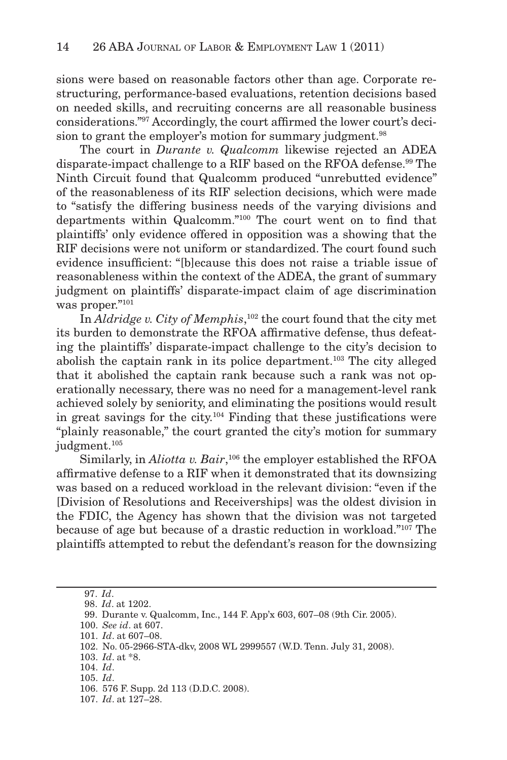sions were based on reasonable factors other than age. Corporate restructuring, performance-based evaluations, retention decisions based on needed skills, and recruiting concerns are all reasonable business considerations."[97] Accordingly, the court affirmed the lower court's decision to grant the employer's motion for summary judgment.[98]

The court in *Durante v. Qualcomm* likewise rejected an ADEA disparate-impact challenge to a RIF based on the RFOA defense.[99] The Ninth Circuit found that Qualcomm produced "unrebutted evidence" of the reasonableness of its RIF selection decisions, which were made to "satisfy the differing business needs of the varying divisions and departments within Qualcomm."[100] The court went on to find that plaintiffs' only evidence offered in opposition was a showing that the RIF decisions were not uniform or standardized. The court found such evidence insufficient: "[b]ecause this does not raise a triable issue of reasonableness within the context of the ADEA, the grant of summary judgment on plaintiffs' disparate-impact claim of age discrimination was proper."[101]

In *Aldridge v. City of Memphis*,[102] the court found that the city met its burden to demonstrate the RFOA affirmative defense, thus defeating the plaintiffs' disparate-impact challenge to the city's decision to abolish the captain rank in its police department.[103] The city alleged that it abolished the captain rank because such a rank was not operationally necessary, there was no need for a management-level rank achieved solely by seniority, and eliminating the positions would result in great savings for the city.[104] Finding that these justifications were "plainly reasonable," the court granted the city's motion for summary judgment.[105]

Similarly, in *Aliotta v. Bair*,[106] the employer established the RFOA affirmative defense to a RIF when it demonstrated that its downsizing was based on a reduced workload in the relevant division: "even if the [Division of Resolutions and Receiverships] was the oldest division in the FDIC, the Agency has shown that the division was not targeted because of age but because of a drastic reduction in workload."[107] The plaintiffs attempted to rebut the defendant's reason for the downsizing

---

97. *Id*.
98. *Id*. at 1202.
99. Durante v. Qualcomm, Inc., 144 F. App'x 603, 607–08 (9th Cir. 2005).
100. *See id*. at 607.
101. *Id*. at 607–08.
102. No. 05-2966-STA-dkv, 2008 WL 2999557 (W.D. Tenn. July 31, 2008).
103. *Id*. at *8.
104. *Id*.
105. *Id*.
106. 576 F. Supp. 2d 113 (D.D.C. 2008).
107. *Id*. at 127–28.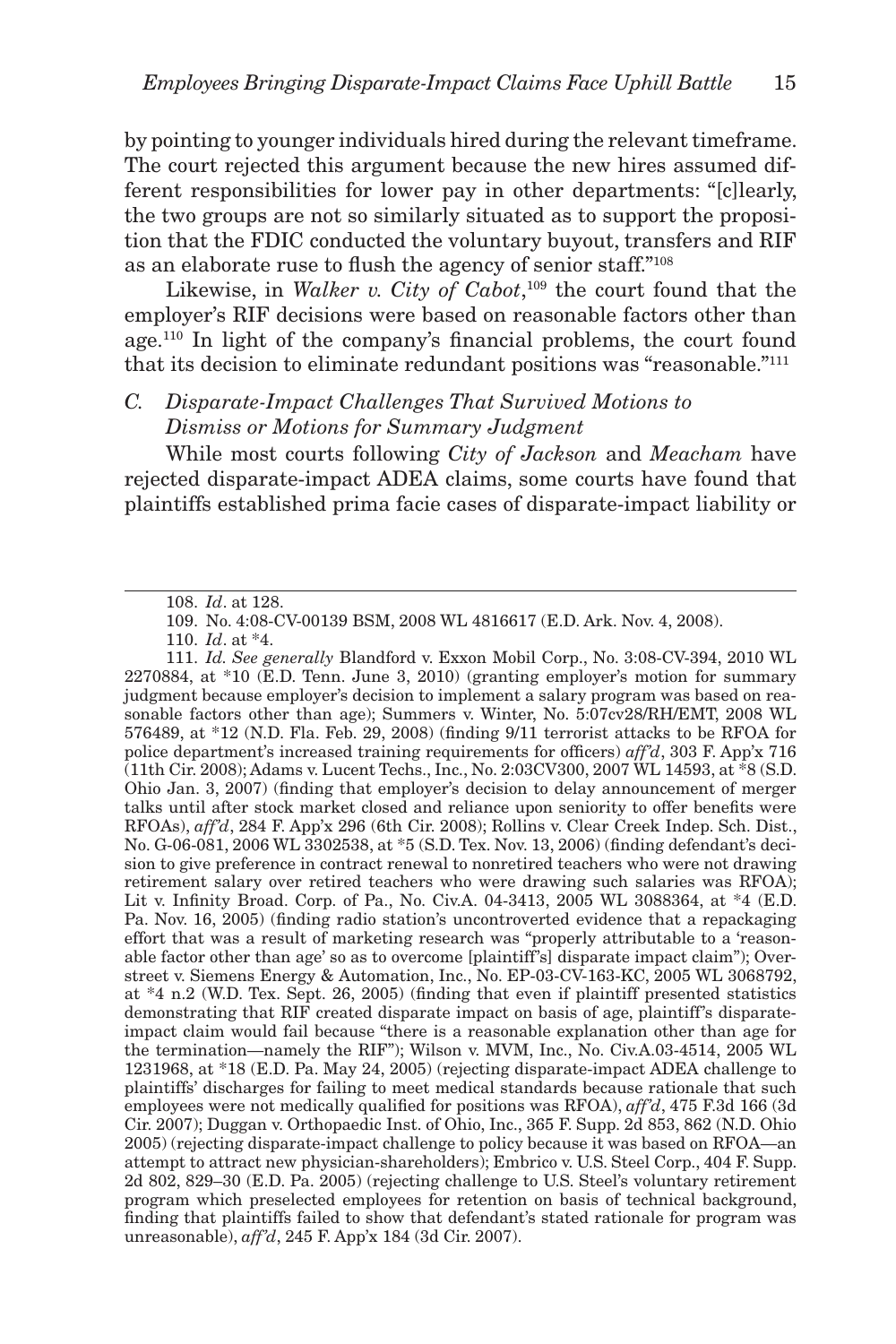by pointing to younger individuals hired during the relevant timeframe. The court rejected this argument because the new hires assumed different responsibilities for lower pay in other departments: "[c]learly, the two groups are not so similarly situated as to support the proposition that the FDIC conducted the voluntary buyout, transfers and RIF as an elaborate ruse to flush the agency of senior staff."[108]

Likewise, in *Walker v. City of Cabot*,[109] the court found that the employer's RIF decisions were based on reasonable factors other than age.[110] In light of the company's financial problems, the court found that its decision to eliminate redundant positions was "reasonable."[111]

### *C. Disparate-Impact Challenges That Survived Motions to Dismiss or Motions for Summary Judgment*

While most courts following *City of Jackson* and *Meacham* have rejected disparate-impact ADEA claims, some courts have found that plaintiffs established prima facie cases of disparate-impact liability or

---

108. *Id*. at 128.

109. No. 4:08-CV-00139 BSM, 2008 WL 4816617 (E.D. Ark. Nov. 4, 2008).

110. *Id*. at *4.

111. *Id. See generally* Blandford v. Exxon Mobil Corp., No. 3:08-CV-394, 2010 WL 2270884, at *10 (E.D. Tenn. June 3, 2010) (granting employer's motion for summary judgment because employer's decision to implement a salary program was based on reasonable factors other than age); Summers v. Winter, No. 5:07cv28/RH/EMT, 2008 WL 576489, at *12 (N.D. Fla. Feb. 29, 2008) (finding 9/11 terrorist attacks to be RFOA for police department's increased training requirements for officers) *aff'd*, 303 F. App'x 716 (11th Cir. 2008); Adams v. Lucent Techs., Inc., No. 2:03CV300, 2007 WL 14593, at *8 (S.D. Ohio Jan. 3, 2007) (finding that employer's decision to delay announcement of merger talks until after stock market closed and reliance upon seniority to offer benefits were RFOAs), *aff'd*, 284 F. App'x 296 (6th Cir. 2008); Rollins v. Clear Creek Indep. Sch. Dist., No. G-06-081, 2006 WL 3302538, at *5 (S.D. Tex. Nov. 13, 2006) (finding defendant's decision to give preference in contract renewal to nonretired teachers who were not drawing retirement salary over retired teachers who were drawing such salaries was RFOA); Lit v. Infinity Broad. Corp. of Pa., No. Civ.A. 04-3413, 2005 WL 3088364, at *4 (E.D. Pa. Nov. 16, 2005) (finding radio station's uncontroverted evidence that a repackaging effort that was a result of marketing research was "properly attributable to a 'reasonable factor other than age' so as to overcome [plaintiff's] disparate impact claim"); Overstreet v. Siemens Energy & Automation, Inc., No. EP-03-CV-163-KC, 2005 WL 3068792, at *4 n.2 (W.D. Tex. Sept. 26, 2005) (finding that even if plaintiff presented statistics demonstrating that RIF created disparate impact on basis of age, plaintiff's disparate-impact claim would fail because "there is a reasonable explanation other than age for the termination—namely the RIF"); Wilson v. MVM, Inc., No. Civ.A.03-4514, 2005 WL 1231968, at *18 (E.D. Pa. May 24, 2005) (rejecting disparate-impact ADEA challenge to plaintiffs' discharges for failing to meet medical standards because rationale that such employees were not medically qualified for positions was RFOA), *aff'd*, 475 F.3d 166 (3d Cir. 2007); Duggan v. Orthopaedic Inst. of Ohio, Inc., 365 F. Supp. 2d 853, 862 (N.D. Ohio 2005) (rejecting disparate-impact challenge to policy because it was based on RFOA—an attempt to attract new physician-shareholders); Embrico v. U.S. Steel Corp., 404 F. Supp. 2d 802, 829–30 (E.D. Pa. 2005) (rejecting challenge to U.S. Steel's voluntary retirement program which preselected employees for retention on basis of technical background, finding that plaintiffs failed to show that defendant's stated rationale for program was unreasonable), *aff'd*, 245 F. App'x 184 (3d Cir. 2007).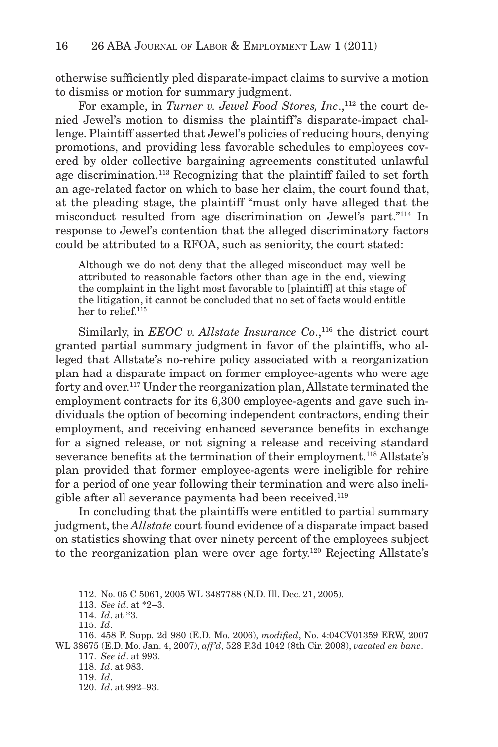otherwise sufficiently pled disparate-impact claims to survive a motion to dismiss or motion for summary judgment.

For example, in *Turner v. Jewel Food Stores, Inc*.,[112] the court denied Jewel's motion to dismiss the plaintiff's disparate-impact challenge. Plaintiff asserted that Jewel's policies of reducing hours, denying promotions, and providing less favorable schedules to employees covered by older collective bargaining agreements constituted unlawful age discrimination.[113] Recognizing that the plaintiff failed to set forth an age-related factor on which to base her claim, the court found that, at the pleading stage, the plaintiff "must only have alleged that the misconduct resulted from age discrimination on Jewel's part."[114] In response to Jewel's contention that the alleged discriminatory factors could be attributed to a RFOA, such as seniority, the court stated:

> Although we do not deny that the alleged misconduct may well be attributed to reasonable factors other than age in the end, viewing the complaint in the light most favorable to [plaintiff] at this stage of the litigation, it cannot be concluded that no set of facts would entitle her to relief.[115]

Similarly, in *EEOC v. Allstate Insurance Co*.,[116] the district court granted partial summary judgment in favor of the plaintiffs, who alleged that Allstate's no-rehire policy associated with a reorganization plan had a disparate impact on former employee-agents who were age forty and over.[117] Under the reorganization plan, Allstate terminated the employment contracts for its 6,300 employee-agents and gave such individuals the option of becoming independent contractors, ending their employment, and receiving enhanced severance benefits in exchange for a signed release, or not signing a release and receiving standard severance benefits at the termination of their employment.[118] Allstate's plan provided that former employee-agents were ineligible for rehire for a period of one year following their termination and were also ineligible after all severance payments had been received.[119]

In concluding that the plaintiffs were entitled to partial summary judgment, the *Allstate* court found evidence of a disparate impact based on statistics showing that over ninety percent of the employees subject to the reorganization plan were over age forty.[120] Rejecting Allstate's

---

112. No. 05 C 5061, 2005 WL 3487788 (N.D. Ill. Dec. 21, 2005).

113. *See id*. at *2–3.

114. *Id*. at *3.

115. *Id*.

116. 458 F. Supp. 2d 980 (E.D. Mo. 2006), *modified*, No. 4:04CV01359 ERW, 2007 WL 38675 (E.D. Mo. Jan. 4, 2007), *aff'd*, 528 F.3d 1042 (8th Cir. 2008), *vacated en banc*.

117. *See id*. at 993.

118. *Id*. at 983.

119. *Id*.

120. *Id*. at 992–93.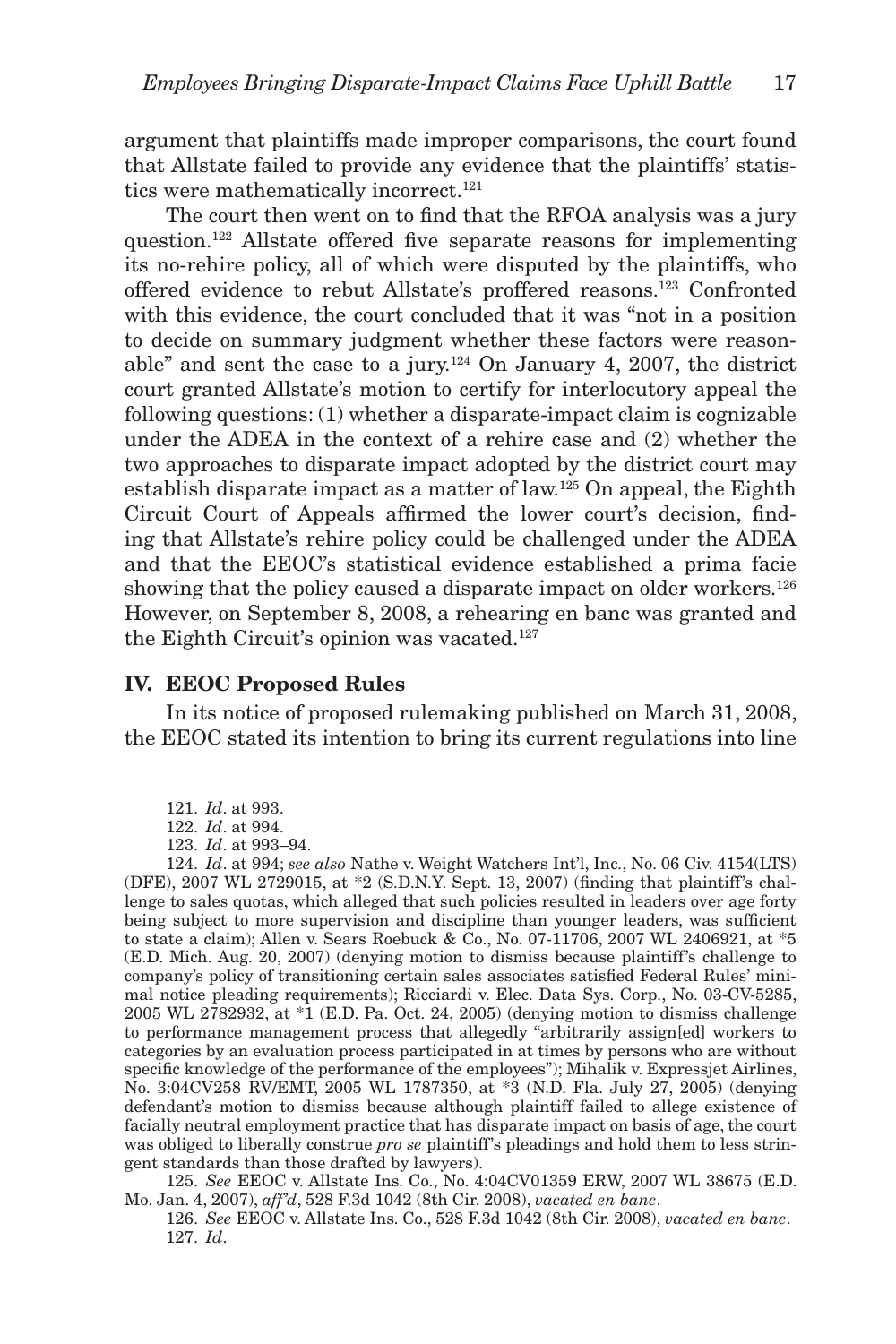argument that plaintiffs made improper comparisons, the court found that Allstate failed to provide any evidence that the plaintiffs' statistics were mathematically incorrect.[121]

The court then went on to find that the RFOA analysis was a jury question.[122] Allstate offered five separate reasons for implementing its no-rehire policy, all of which were disputed by the plaintiffs, who offered evidence to rebut Allstate's proffered reasons.[123] Confronted with this evidence, the court concluded that it was "not in a position to decide on summary judgment whether these factors were reasonable" and sent the case to a jury.[124] On January 4, 2007, the district court granted Allstate's motion to certify for interlocutory appeal the following questions: (1) whether a disparate-impact claim is cognizable under the ADEA in the context of a rehire case and (2) whether the two approaches to disparate impact adopted by the district court may establish disparate impact as a matter of law.[125] On appeal, the Eighth Circuit Court of Appeals affirmed the lower court's decision, finding that Allstate's rehire policy could be challenged under the ADEA and that the EEOC's statistical evidence established a prima facie showing that the policy caused a disparate impact on older workers.[126] However, on September 8, 2008, a rehearing en banc was granted and the Eighth Circuit's opinion was vacated.[127]

### IV. EEOC Proposed Rules

In its notice of proposed rulemaking published on March 31, 2008, the EEOC stated its intention to bring its current regulations into line

---

121. *Id*. at 993.

122. *Id*. at 994.

123. *Id*. at 993–94.

124. *Id*. at 994; *see also* Nathe v. Weight Watchers Int'l, Inc., No. 06 Civ. 4154(LTS) (DFE), 2007 WL 2729015, at *2 (S.D.N.Y. Sept. 13, 2007) (finding that plaintiff's challenge to sales quotas, which alleged that such policies resulted in leaders over age forty being subject to more supervision and discipline than younger leaders, was sufficient to state a claim); Allen v. Sears Roebuck & Co., No. 07-11706, 2007 WL 2406921, at *5 (E.D. Mich. Aug. 20, 2007) (denying motion to dismiss because plaintiff's challenge to company's policy of transitioning certain sales associates satisfied Federal Rules' minimal notice pleading requirements); Ricciardi v. Elec. Data Sys. Corp., No. 03-CV-5285, 2005 WL 2782932, at *1 (E.D. Pa. Oct. 24, 2005) (denying motion to dismiss challenge to performance management process that allegedly "arbitrarily assign[ed] workers to categories by an evaluation process participated in at times by persons who are without specific knowledge of the performance of the employees"); Mihalik v. Expressjet Airlines, No. 3:04CV258 RV/EMT, 2005 WL 1787350, at *3 (N.D. Fla. July 27, 2005) (denying defendant's motion to dismiss because although plaintiff failed to allege existence of facially neutral employment practice that has disparate impact on basis of age, the court was obliged to liberally construe *pro se* plaintiff's pleadings and hold them to less stringent standards than those drafted by lawyers).

125. *See* EEOC v. Allstate Ins. Co., No. 4:04CV01359 ERW, 2007 WL 38675 (E.D. Mo. Jan. 4, 2007), *aff'd*, 528 F.3d 1042 (8th Cir. 2008), *vacated en banc*.

126. *See* EEOC v. Allstate Ins. Co., 528 F.3d 1042 (8th Cir. 2008), *vacated en banc*.

127. *Id*.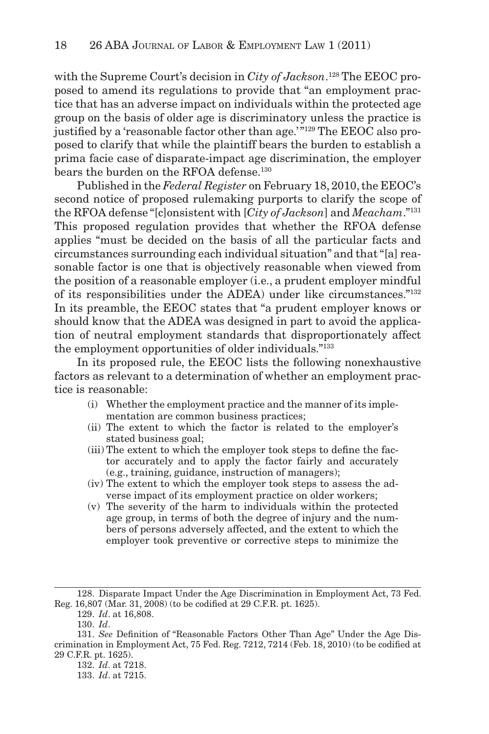with the Supreme Court's decision in *City of Jackson*.[128] The EEOC proposed to amend its regulations to provide that "an employment practice that has an adverse impact on individuals within the protected age group on the basis of older age is discriminatory unless the practice is justified by a 'reasonable factor other than age.'"[129] The EEOC also proposed to clarify that while the plaintiff bears the burden to establish a prima facie case of disparate-impact age discrimination, the employer bears the burden on the RFOA defense.[130]

Published in the *Federal Register* on February 18, 2010, the EEOC's second notice of proposed rulemaking purports to clarify the scope of the RFOA defense "[c]onsistent with [*City of Jackson*] and *Meacham*."[131] This proposed regulation provides that whether the RFOA defense applies "must be decided on the basis of all the particular facts and circumstances surrounding each individual situation" and that "[a] reasonable factor is one that is objectively reasonable when viewed from the position of a reasonable employer (i.e., a prudent employer mindful of its responsibilities under the ADEA) under like circumstances."[132] In its preamble, the EEOC states that "a prudent employer knows or should know that the ADEA was designed in part to avoid the application of neutral employment standards that disproportionately affect the employment opportunities of older individuals."[133]

In its proposed rule, the EEOC lists the following nonexhaustive factors as relevant to a determination of whether an employment practice is reasonable:

(i) Whether the employment practice and the manner of its implementation are common business practices;

(ii) The extent to which the factor is related to the employer's stated business goal;

(iii) The extent to which the employer took steps to define the factor accurately and to apply the factor fairly and accurately (e.g., training, guidance, instruction of managers);

(iv) The extent to which the employer took steps to assess the adverse impact of its employment practice on older workers;

(v) The severity of the harm to individuals within the protected age group, in terms of both the degree of injury and the numbers of persons adversely affected, and the extent to which the employer took preventive or corrective steps to minimize the

---

128. Disparate Impact Under the Age Discrimination in Employment Act, 73 Fed. Reg. 16,807 (Mar. 31, 2008) (to be codified at 29 C.F.R. pt. 1625).

129. *Id*. at 16,808.

130. *Id*.

131. *See* Definition of "Reasonable Factors Other Than Age" Under the Age Discrimination in Employment Act, 75 Fed. Reg. 7212, 7214 (Feb. 18, 2010) (to be codified at 29 C.F.R. pt. 1625).

132. *Id*. at 7218.

133. *Id*. at 7215.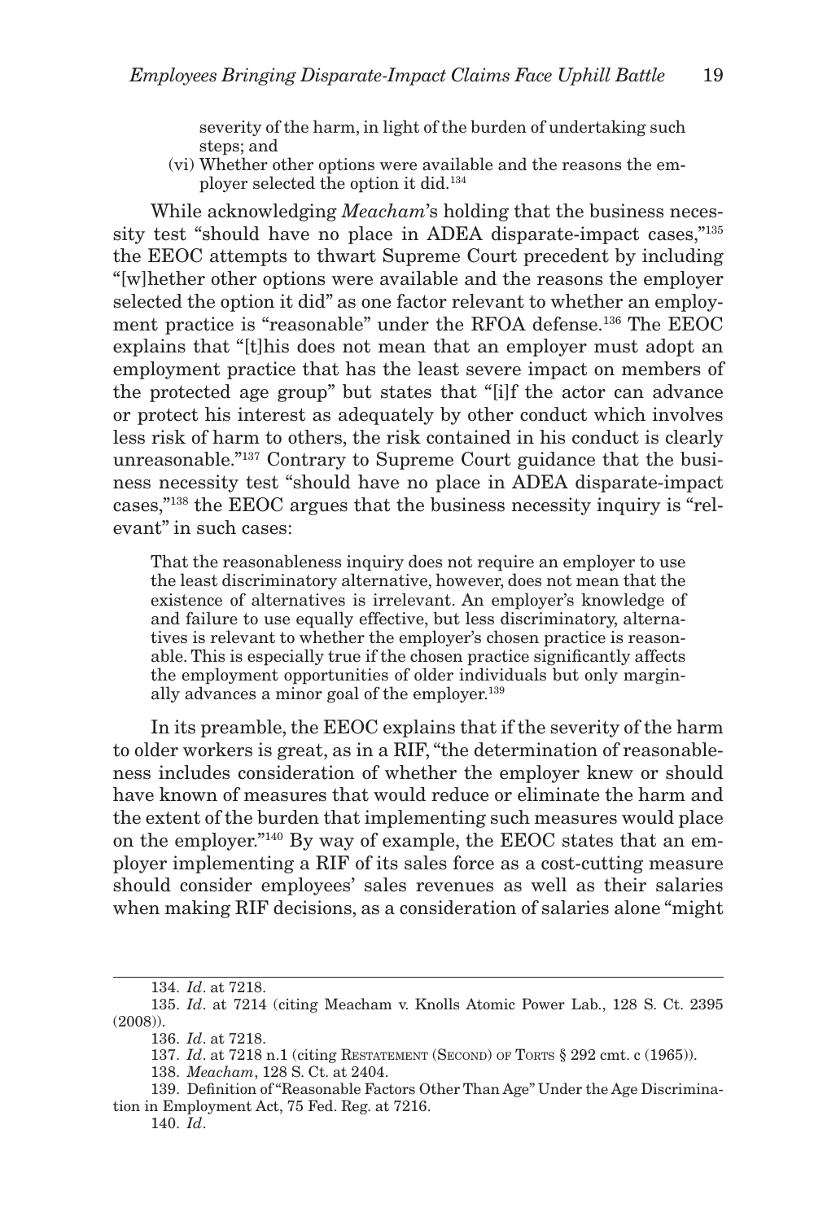severity of the harm, in light of the burden of undertaking such steps; and

(vi) Whether other options were available and the reasons the employer selected the option it did.[134]

While acknowledging *Meacham*'s holding that the business necessity test "should have no place in ADEA disparate-impact cases,"[135] the EEOC attempts to thwart Supreme Court precedent by including "[w]hether other options were available and the reasons the employer selected the option it did" as one factor relevant to whether an employment practice is "reasonable" under the RFOA defense.[136] The EEOC explains that "[t]his does not mean that an employer must adopt an employment practice that has the least severe impact on members of the protected age group" but states that "[i]f the actor can advance or protect his interest as adequately by other conduct which involves less risk of harm to others, the risk contained in his conduct is clearly unreasonable."[137] Contrary to Supreme Court guidance that the business necessity test "should have no place in ADEA disparate-impact cases,"[138] the EEOC argues that the business necessity inquiry is "relevant" in such cases:

> That the reasonableness inquiry does not require an employer to use the least discriminatory alternative, however, does not mean that the existence of alternatives is irrelevant. An employer's knowledge of and failure to use equally effective, but less discriminatory, alternatives is relevant to whether the employer's chosen practice is reasonable. This is especially true if the chosen practice significantly affects the employment opportunities of older individuals but only marginally advances a minor goal of the employer.[139]

In its preamble, the EEOC explains that if the severity of the harm to older workers is great, as in a RIF, "the determination of reasonableness includes consideration of whether the employer knew or should have known of measures that would reduce or eliminate the harm and the extent of the burden that implementing such measures would place on the employer."[140] By way of example, the EEOC states that an employer implementing a RIF of its sales force as a cost-cutting measure should consider employees' sales revenues as well as their salaries when making RIF decisions, as a consideration of salaries alone "might

---

134. *Id*. at 7218.

135. *Id*. at 7214 (citing Meacham v. Knolls Atomic Power Lab., 128 S. Ct. 2395 (2008)).

136. *Id*. at 7218.

137. *Id*. at 7218 n.1 (citing Restatement (Second) of Torts § 292 cmt. c (1965)).

138. *Meacham*, 128 S. Ct. at 2404.

139. Definition of "Reasonable Factors Other Than Age" Under the Age Discrimination in Employment Act, 75 Fed. Reg. at 7216.

140. *Id*.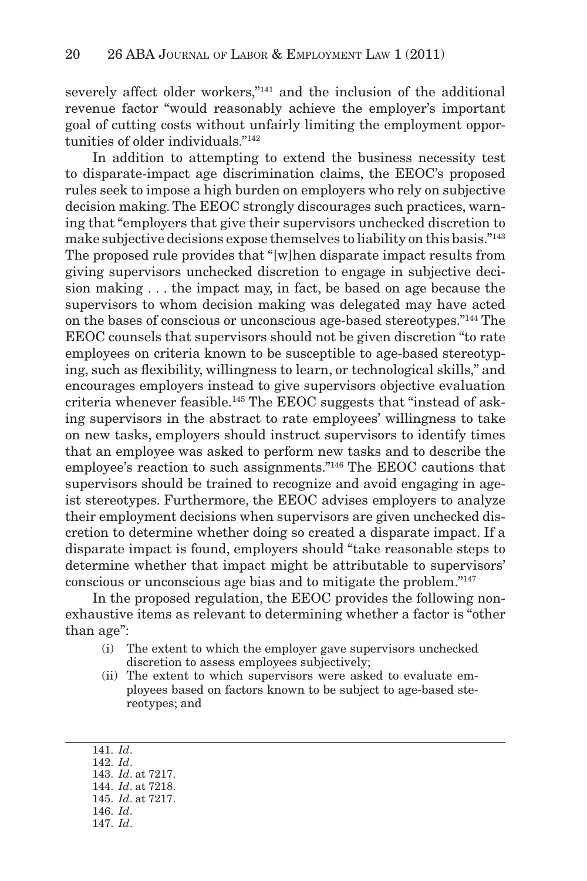severely affect older workers,"[141] and the inclusion of the additional revenue factor "would reasonably achieve the employer's important goal of cutting costs without unfairly limiting the employment opportunities of older individuals."[142]

In addition to attempting to extend the business necessity test to disparate-impact age discrimination claims, the EEOC's proposed rules seek to impose a high burden on employers who rely on subjective decision making. The EEOC strongly discourages such practices, warning that "employers that give their supervisors unchecked discretion to make subjective decisions expose themselves to liability on this basis."[143] The proposed rule provides that "[w]hen disparate impact results from giving supervisors unchecked discretion to engage in subjective decision making . . . the impact may, in fact, be based on age because the supervisors to whom decision making was delegated may have acted on the bases of conscious or unconscious age-based stereotypes."[144] The EEOC counsels that supervisors should not be given discretion "to rate employees on criteria known to be susceptible to age-based stereotyping, such as flexibility, willingness to learn, or technological skills," and encourages employers instead to give supervisors objective evaluation criteria whenever feasible.[145] The EEOC suggests that "instead of asking supervisors in the abstract to rate employees' willingness to take on new tasks, employers should instruct supervisors to identify times that an employee was asked to perform new tasks and to describe the employee's reaction to such assignments."[146] The EEOC cautions that supervisors should be trained to recognize and avoid engaging in ageist stereotypes. Furthermore, the EEOC advises employers to analyze their employment decisions when supervisors are given unchecked discretion to determine whether doing so created a disparate impact. If a disparate impact is found, employers should "take reasonable steps to determine whether that impact might be attributable to supervisors' conscious or unconscious age bias and to mitigate the problem."[147]

In the proposed regulation, the EEOC provides the following nonexhaustive items as relevant to determining whether a factor is "other than age":

(i) The extent to which the employer gave supervisors unchecked discretion to assess employees subjectively;

(ii) The extent to which supervisors were asked to evaluate employees based on factors known to be subject to age-based stereotypes; and

---

141. *Id*.
142. *Id*.
143. *Id*. at 7217.
144. *Id*. at 7218.
145. *Id*. at 7217.
146. *Id*.
147. *Id*.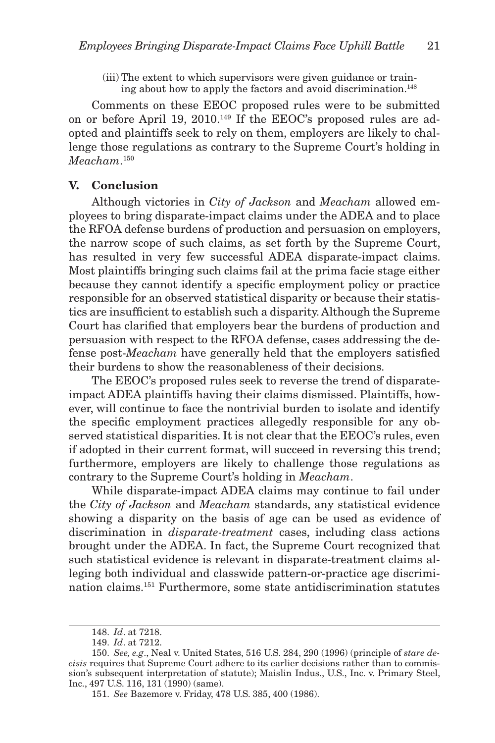(iii) The extent to which supervisors were given guidance or training about how to apply the factors and avoid discrimination.[148]

Comments on these EEOC proposed rules were to be submitted on or before April 19, 2010.[149] If the EEOC's proposed rules are adopted and plaintiffs seek to rely on them, employers are likely to challenge those regulations as contrary to the Supreme Court's holding in *Meacham*.[150]

## V. Conclusion

Although victories in *City of Jackson* and *Meacham* allowed employees to bring disparate-impact claims under the ADEA and to place the RFOA defense burdens of production and persuasion on employers, the narrow scope of such claims, as set forth by the Supreme Court, has resulted in very few successful ADEA disparate-impact claims. Most plaintiffs bringing such claims fail at the prima facie stage either because they cannot identify a specific employment policy or practice responsible for an observed statistical disparity or because their statistics are insufficient to establish such a disparity. Although the Supreme Court has clarified that employers bear the burdens of production and persuasion with respect to the RFOA defense, cases addressing the defense post-*Meacham* have generally held that the employers satisfied their burdens to show the reasonableness of their decisions.

The EEOC's proposed rules seek to reverse the trend of disparate-impact ADEA plaintiffs having their claims dismissed. Plaintiffs, however, will continue to face the nontrivial burden to isolate and identify the specific employment practices allegedly responsible for any observed statistical disparities. It is not clear that the EEOC's rules, even if adopted in their current format, will succeed in reversing this trend; furthermore, employers are likely to challenge those regulations as contrary to the Supreme Court's holding in *Meacham*.

While disparate-impact ADEA claims may continue to fail under the *City of Jackson* and *Meacham* standards, any statistical evidence showing a disparity on the basis of age can be used as evidence of discrimination in *disparate-treatment* cases, including class actions brought under the ADEA. In fact, the Supreme Court recognized that such statistical evidence is relevant in disparate-treatment claims alleging both individual and classwide pattern-or-practice age discrimination claims.[151] Furthermore, some state antidiscrimination statutes

---

148. *Id*. at 7218.

149. *Id*. at 7212.

150. *See, e.g*., Neal v. United States, 516 U.S. 284, 290 (1996) (principle of *stare decisis* requires that Supreme Court adhere to its earlier decisions rather than to commission's subsequent interpretation of statute); Maislin Indus., U.S., Inc. v. Primary Steel, Inc., 497 U.S. 116, 131 (1990) (same).

151. *See* Bazemore v. Friday, 478 U.S. 385, 400 (1986).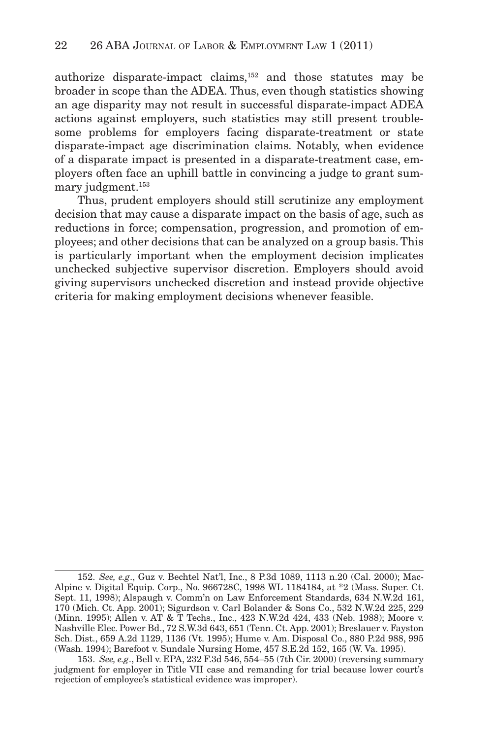authorize disparate-impact claims,[152] and those statutes may be broader in scope than the ADEA. Thus, even though statistics showing an age disparity may not result in successful disparate-impact ADEA actions against employers, such statistics may still present troublesome problems for employers facing disparate-treatment or state disparate-impact age discrimination claims. Notably, when evidence of a disparate impact is presented in a disparate-treatment case, employers often face an uphill battle in convincing a judge to grant summary judgment.[153]

Thus, prudent employers should still scrutinize any employment decision that may cause a disparate impact on the basis of age, such as reductions in force; compensation, progression, and promotion of employees; and other decisions that can be analyzed on a group basis. This is particularly important when the employment decision implicates unchecked subjective supervisor discretion. Employers should avoid giving supervisors unchecked discretion and instead provide objective criteria for making employment decisions whenever feasible.

---

152. *See, e.g.*, Guz v. Bechtel Nat'l, Inc., 8 P.3d 1089, 1113 n.20 (Cal. 2000); MacAlpine v. Digital Equip. Corp., No. 966728C, 1998 WL 1184184, at *2 (Mass. Super. Ct. Sept. 11, 1998); Alspaugh v. Comm'n on Law Enforcement Standards, 634 N.W.2d 161, 170 (Mich. Ct. App. 2001); Sigurdson v. Carl Bolander & Sons Co., 532 N.W.2d 225, 229 (Minn. 1995); Allen v. AT & T Techs., Inc., 423 N.W.2d 424, 433 (Neb. 1988); Moore v. Nashville Elec. Power Bd., 72 S.W.3d 643, 651 (Tenn. Ct. App. 2001); Breslauer v. Fayston Sch. Dist., 659 A.2d 1129, 1136 (Vt. 1995); Hume v. Am. Disposal Co., 880 P.2d 988, 995 (Wash. 1994); Barefoot v. Sundale Nursing Home, 457 S.E.2d 152, 165 (W. Va. 1995).

153. *See, e.g.*, Bell v. EPA, 232 F.3d 546, 554–55 (7th Cir. 2000) (reversing summary judgment for employer in Title VII case and remanding for trial because lower court's rejection of employee's statistical evidence was improper).